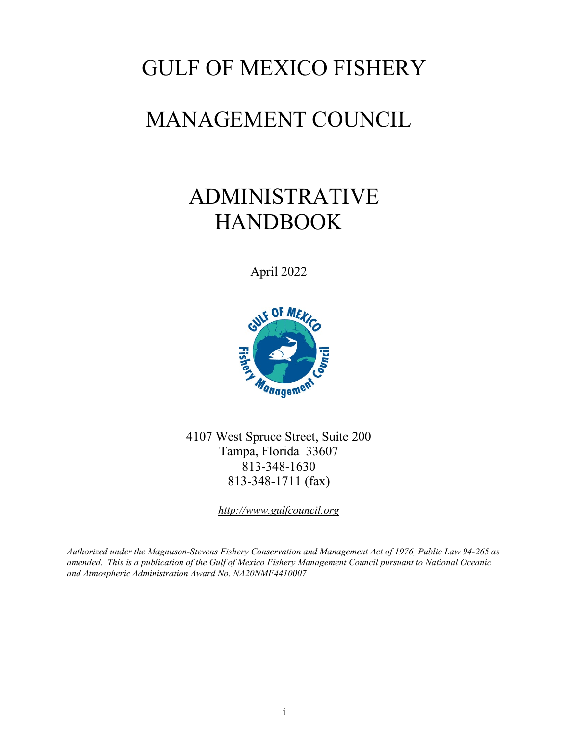# GULF OF MEXICO FISHERY MANAGEMENT COUNCIL

# ADMINISTRATIVE HANDBOOK

April 2022

4107 West Spruce Street, Suite 200
Tampa, Florida 33607
813-348-1630
813-348-1711 (fax)

*http://www.gulfcouncil.org*

*Authorized under the Magnuson-Stevens Fishery Conservation and Management Act of 1976, Public Law 94-265 as amended. This is a publication of the Gulf of Mexico Fishery Management Council pursuant to National Oceanic and Atmospheric Administration Award No. NA20NMF4410007*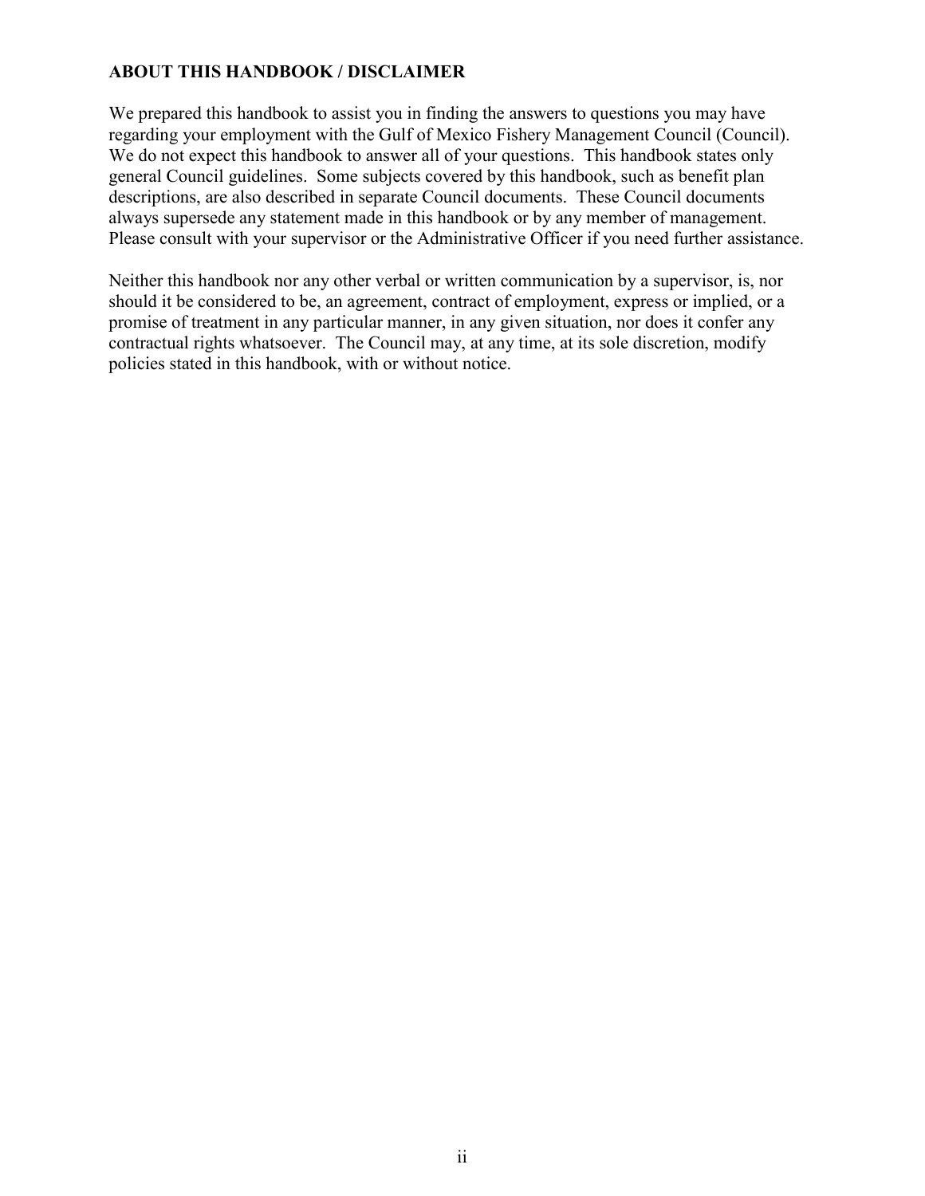## ABOUT THIS HANDBOOK / DISCLAIMER

We prepared this handbook to assist you in finding the answers to questions you may have regarding your employment with the Gulf of Mexico Fishery Management Council (Council). We do not expect this handbook to answer all of your questions. This handbook states only general Council guidelines. Some subjects covered by this handbook, such as benefit plan descriptions, are also described in separate Council documents. These Council documents always supersede any statement made in this handbook or by any member of management. Please consult with your supervisor or the Administrative Officer if you need further assistance.

Neither this handbook nor any other verbal or written communication by a supervisor, is, nor should it be considered to be, an agreement, contract of employment, express or implied, or a promise of treatment in any particular manner, in any given situation, nor does it confer any contractual rights whatsoever. The Council may, at any time, at its sole discretion, modify policies stated in this handbook, with or without notice.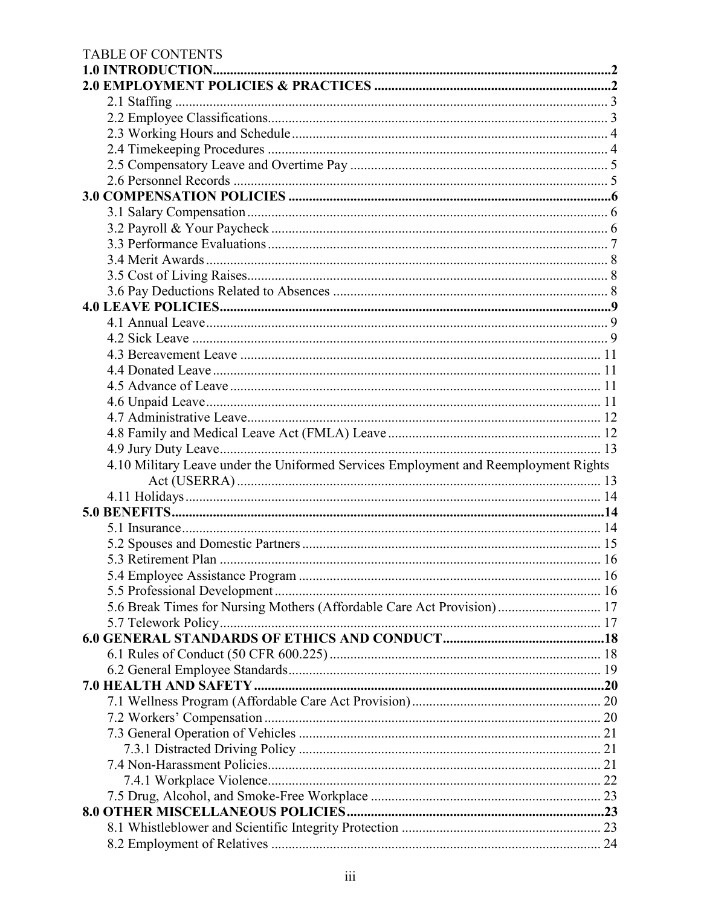TABLE OF CONTENTS

**1.0 INTRODUCTION** .......... **2**

**2.0 EMPLOYMENT POLICIES & PRACTICES** .......... **2**

- 2.1 Staffing .......... 3
- 2.2 Employee Classifications .......... 3
- 2.3 Working Hours and Schedule .......... 4
- 2.4 Timekeeping Procedures .......... 4
- 2.5 Compensatory Leave and Overtime Pay .......... 5
- 2.6 Personnel Records .......... 5

**3.0 COMPENSATION POLICIES** .......... **6**

- 3.1 Salary Compensation .......... 6
- 3.2 Payroll & Your Paycheck .......... 6
- 3.3 Performance Evaluations .......... 7
- 3.4 Merit Awards .......... 8
- 3.5 Cost of Living Raises .......... 8
- 3.6 Pay Deductions Related to Absences .......... 8

**4.0 LEAVE POLICIES** .......... **9**

- 4.1 Annual Leave .......... 9
- 4.2 Sick Leave .......... 9
- 4.3 Bereavement Leave .......... 11
- 4.4 Donated Leave .......... 11
- 4.5 Advance of Leave .......... 11
- 4.6 Unpaid Leave .......... 11
- 4.7 Administrative Leave .......... 12
- 4.8 Family and Medical Leave Act (FMLA) Leave .......... 12
- 4.9 Jury Duty Leave .......... 13
- 4.10 Military Leave under the Uniformed Services Employment and Reemployment Rights Act (USERRA) .......... 13
- 4.11 Holidays .......... 14

**5.0 BENEFITS** .......... **14**

- 5.1 Insurance .......... 14
- 5.2 Spouses and Domestic Partners .......... 15
- 5.3 Retirement Plan .......... 16
- 5.4 Employee Assistance Program .......... 16
- 5.5 Professional Development .......... 16
- 5.6 Break Times for Nursing Mothers (Affordable Care Act Provision) .......... 17
- 5.7 Telework Policy .......... 17

**6.0 GENERAL STANDARDS OF ETHICS AND CONDUCT** .......... **18**

- 6.1 Rules of Conduct (50 CFR 600.225) .......... 18
- 6.2 General Employee Standards .......... 19

**7.0 HEALTH AND SAFETY** .......... **20**

- 7.1 Wellness Program (Affordable Care Act Provision) .......... 20
- 7.2 Workers' Compensation .......... 20
- 7.3 General Operation of Vehicles .......... 21
  - 7.3.1 Distracted Driving Policy .......... 21
- 7.4 Non-Harassment Policies .......... 21
  - 7.4.1 Workplace Violence .......... 22
- 7.5 Drug, Alcohol, and Smoke-Free Workplace .......... 23

**8.0 OTHER MISCELLANEOUS POLICIES** .......... **23**

- 8.1 Whistleblower and Scientific Integrity Protection .......... 23
- 8.2 Employment of Relatives .......... 24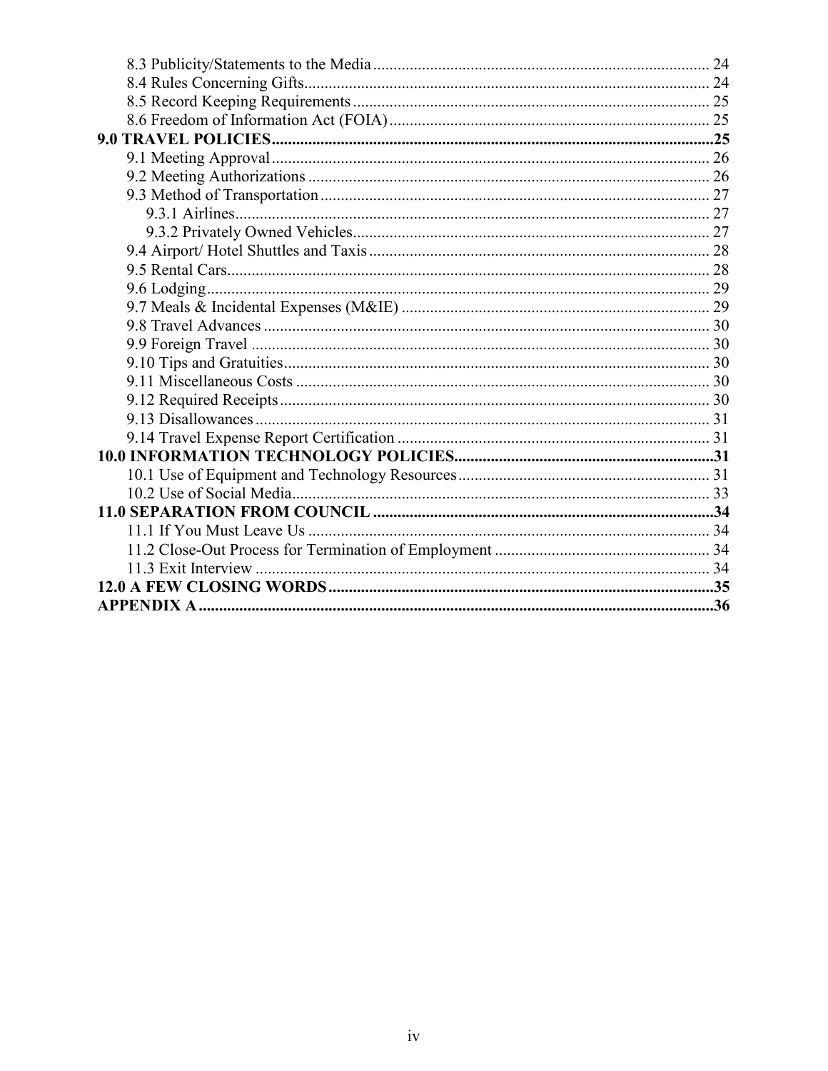8.3 Publicity/Statements to the Media ... 24
8.4 Rules Concerning Gifts ... 24
8.5 Record Keeping Requirements ... 25
8.6 Freedom of Information Act (FOIA) ... 25

**9.0 TRAVEL POLICIES ... 25**

9.1 Meeting Approval ... 26
9.2 Meeting Authorizations ... 26
9.3 Method of Transportation ... 27
- 9.3.1 Airlines ... 27
- 9.3.2 Privately Owned Vehicles ... 27

9.4 Airport/ Hotel Shuttles and Taxis ... 28
9.5 Rental Cars ... 28
9.6 Lodging ... 29
9.7 Meals & Incidental Expenses (M&IE) ... 29
9.8 Travel Advances ... 30
9.9 Foreign Travel ... 30
9.10 Tips and Gratuities ... 30
9.11 Miscellaneous Costs ... 30
9.12 Required Receipts ... 30
9.13 Disallowances ... 31
9.14 Travel Expense Report Certification ... 31

**10.0 INFORMATION TECHNOLOGY POLICIES ... 31**

10.1 Use of Equipment and Technology Resources ... 31
10.2 Use of Social Media ... 33

**11.0 SEPARATION FROM COUNCIL ... 34**

11.1 If You Must Leave Us ... 34
11.2 Close-Out Process for Termination of Employment ... 34
11.3 Exit Interview ... 34

**12.0 A FEW CLOSING WORDS ... 35**

**APPENDIX A ... 36**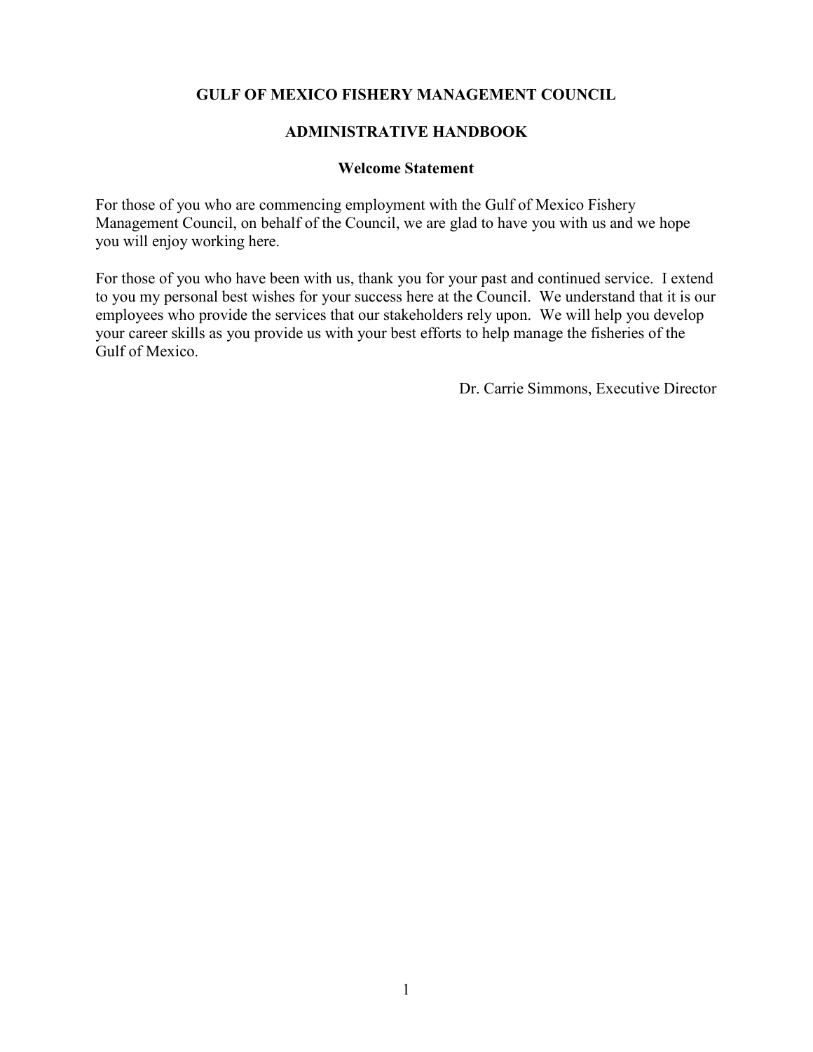# GULF OF MEXICO FISHERY MANAGEMENT COUNCIL

## ADMINISTRATIVE HANDBOOK

### Welcome Statement

For those of you who are commencing employment with the Gulf of Mexico Fishery Management Council, on behalf of the Council, we are glad to have you with us and we hope you will enjoy working here.

For those of you who have been with us, thank you for your past and continued service. I extend to you my personal best wishes for your success here at the Council. We understand that it is our employees who provide the services that our stakeholders rely upon. We will help you develop your career skills as you provide us with your best efforts to help manage the fisheries of the Gulf of Mexico.

Dr. Carrie Simmons, Executive Director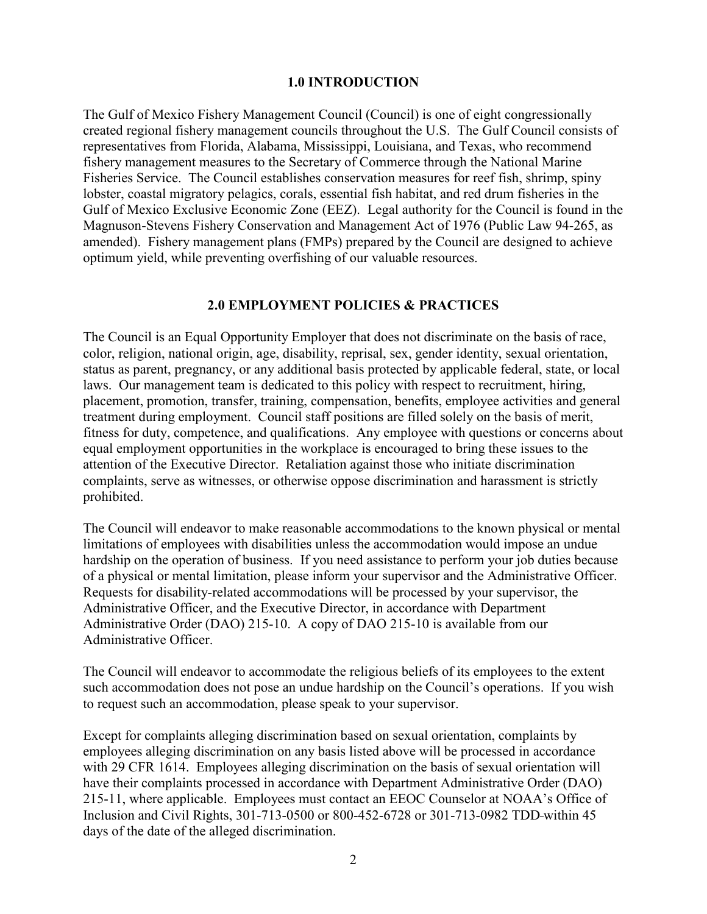## 1.0 INTRODUCTION

The Gulf of Mexico Fishery Management Council (Council) is one of eight congressionally created regional fishery management councils throughout the U.S. The Gulf Council consists of representatives from Florida, Alabama, Mississippi, Louisiana, and Texas, who recommend fishery management measures to the Secretary of Commerce through the National Marine Fisheries Service. The Council establishes conservation measures for reef fish, shrimp, spiny lobster, coastal migratory pelagics, corals, essential fish habitat, and red drum fisheries in the Gulf of Mexico Exclusive Economic Zone (EEZ). Legal authority for the Council is found in the Magnuson-Stevens Fishery Conservation and Management Act of 1976 (Public Law 94-265, as amended). Fishery management plans (FMPs) prepared by the Council are designed to achieve optimum yield, while preventing overfishing of our valuable resources.

## 2.0 EMPLOYMENT POLICIES & PRACTICES

The Council is an Equal Opportunity Employer that does not discriminate on the basis of race, color, religion, national origin, age, disability, reprisal, sex, gender identity, sexual orientation, status as parent, pregnancy, or any additional basis protected by applicable federal, state, or local laws. Our management team is dedicated to this policy with respect to recruitment, hiring, placement, promotion, transfer, training, compensation, benefits, employee activities and general treatment during employment. Council staff positions are filled solely on the basis of merit, fitness for duty, competence, and qualifications. Any employee with questions or concerns about equal employment opportunities in the workplace is encouraged to bring these issues to the attention of the Executive Director. Retaliation against those who initiate discrimination complaints, serve as witnesses, or otherwise oppose discrimination and harassment is strictly prohibited.

The Council will endeavor to make reasonable accommodations to the known physical or mental limitations of employees with disabilities unless the accommodation would impose an undue hardship on the operation of business. If you need assistance to perform your job duties because of a physical or mental limitation, please inform your supervisor and the Administrative Officer. Requests for disability-related accommodations will be processed by your supervisor, the Administrative Officer, and the Executive Director, in accordance with Department Administrative Order (DAO) 215-10. A copy of DAO 215-10 is available from our Administrative Officer.

The Council will endeavor to accommodate the religious beliefs of its employees to the extent such accommodation does not pose an undue hardship on the Council's operations. If you wish to request such an accommodation, please speak to your supervisor.

Except for complaints alleging discrimination based on sexual orientation, complaints by employees alleging discrimination on any basis listed above will be processed in accordance with 29 CFR 1614. Employees alleging discrimination on the basis of sexual orientation will have their complaints processed in accordance with Department Administrative Order (DAO) 215-11, where applicable. Employees must contact an EEOC Counselor at NOAA's Office of Inclusion and Civil Rights, 301-713-0500 or 800-452-6728 or 301-713-0982 TDD within 45 days of the date of the alleged discrimination.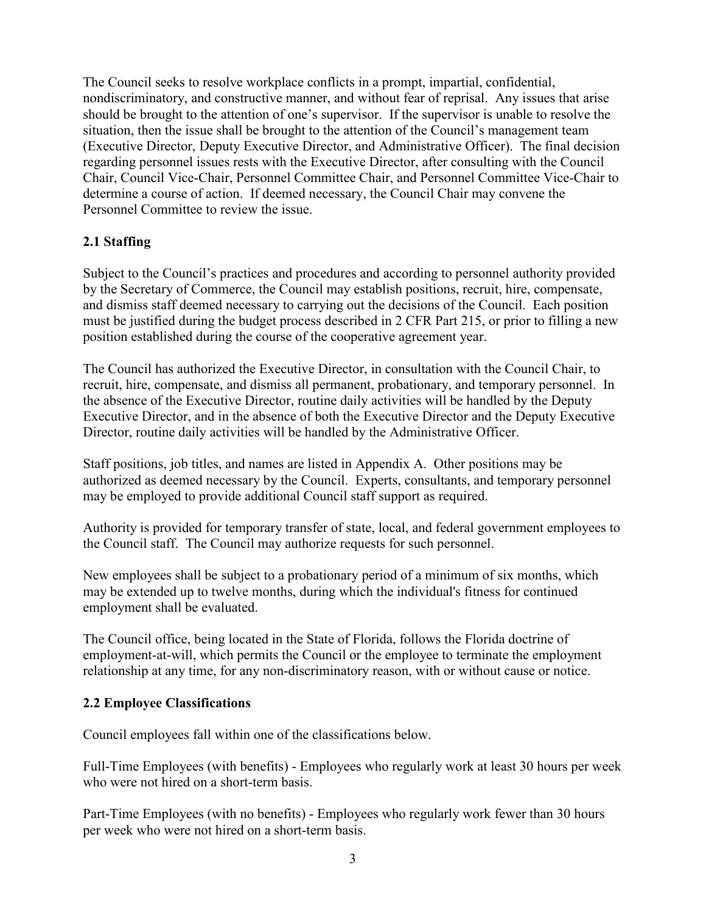The Council seeks to resolve workplace conflicts in a prompt, impartial, confidential, nondiscriminatory, and constructive manner, and without fear of reprisal. Any issues that arise should be brought to the attention of one's supervisor. If the supervisor is unable to resolve the situation, then the issue shall be brought to the attention of the Council's management team (Executive Director, Deputy Executive Director, and Administrative Officer). The final decision regarding personnel issues rests with the Executive Director, after consulting with the Council Chair, Council Vice-Chair, Personnel Committee Chair, and Personnel Committee Vice-Chair to determine a course of action. If deemed necessary, the Council Chair may convene the Personnel Committee to review the issue.

### 2.1 Staffing

Subject to the Council's practices and procedures and according to personnel authority provided by the Secretary of Commerce, the Council may establish positions, recruit, hire, compensate, and dismiss staff deemed necessary to carrying out the decisions of the Council. Each position must be justified during the budget process described in 2 CFR Part 215, or prior to filling a new position established during the course of the cooperative agreement year.

The Council has authorized the Executive Director, in consultation with the Council Chair, to recruit, hire, compensate, and dismiss all permanent, probationary, and temporary personnel. In the absence of the Executive Director, routine daily activities will be handled by the Deputy Executive Director, and in the absence of both the Executive Director and the Deputy Executive Director, routine daily activities will be handled by the Administrative Officer.

Staff positions, job titles, and names are listed in Appendix A. Other positions may be authorized as deemed necessary by the Council. Experts, consultants, and temporary personnel may be employed to provide additional Council staff support as required.

Authority is provided for temporary transfer of state, local, and federal government employees to the Council staff. The Council may authorize requests for such personnel.

New employees shall be subject to a probationary period of a minimum of six months, which may be extended up to twelve months, during which the individual's fitness for continued employment shall be evaluated.

The Council office, being located in the State of Florida, follows the Florida doctrine of employment-at-will, which permits the Council or the employee to terminate the employment relationship at any time, for any non-discriminatory reason, with or without cause or notice.

### 2.2 Employee Classifications

Council employees fall within one of the classifications below.

Full-Time Employees (with benefits) - Employees who regularly work at least 30 hours per week who were not hired on a short-term basis.

Part-Time Employees (with no benefits) - Employees who regularly work fewer than 30 hours per week who were not hired on a short-term basis.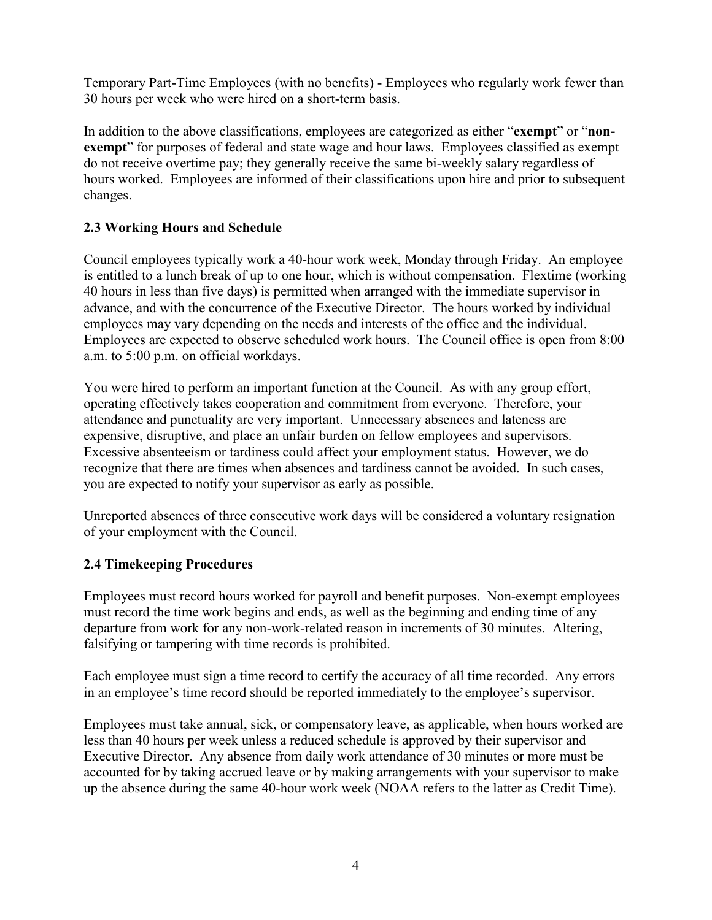Temporary Part-Time Employees (with no benefits) - Employees who regularly work fewer than 30 hours per week who were hired on a short-term basis.

In addition to the above classifications, employees are categorized as either "**exempt**" or "**non-exempt**" for purposes of federal and state wage and hour laws. Employees classified as exempt do not receive overtime pay; they generally receive the same bi-weekly salary regardless of hours worked. Employees are informed of their classifications upon hire and prior to subsequent changes.

## 2.3 Working Hours and Schedule

Council employees typically work a 40-hour work week, Monday through Friday. An employee is entitled to a lunch break of up to one hour, which is without compensation. Flextime (working 40 hours in less than five days) is permitted when arranged with the immediate supervisor in advance, and with the concurrence of the Executive Director. The hours worked by individual employees may vary depending on the needs and interests of the office and the individual. Employees are expected to observe scheduled work hours. The Council office is open from 8:00 a.m. to 5:00 p.m. on official workdays.

You were hired to perform an important function at the Council. As with any group effort, operating effectively takes cooperation and commitment from everyone. Therefore, your attendance and punctuality are very important. Unnecessary absences and lateness are expensive, disruptive, and place an unfair burden on fellow employees and supervisors. Excessive absenteeism or tardiness could affect your employment status. However, we do recognize that there are times when absences and tardiness cannot be avoided. In such cases, you are expected to notify your supervisor as early as possible.

Unreported absences of three consecutive work days will be considered a voluntary resignation of your employment with the Council.

## 2.4 Timekeeping Procedures

Employees must record hours worked for payroll and benefit purposes. Non-exempt employees must record the time work begins and ends, as well as the beginning and ending time of any departure from work for any non-work-related reason in increments of 30 minutes. Altering, falsifying or tampering with time records is prohibited.

Each employee must sign a time record to certify the accuracy of all time recorded. Any errors in an employee's time record should be reported immediately to the employee's supervisor.

Employees must take annual, sick, or compensatory leave, as applicable, when hours worked are less than 40 hours per week unless a reduced schedule is approved by their supervisor and Executive Director. Any absence from daily work attendance of 30 minutes or more must be accounted for by taking accrued leave or by making arrangements with your supervisor to make up the absence during the same 40-hour work week (NOAA refers to the latter as Credit Time).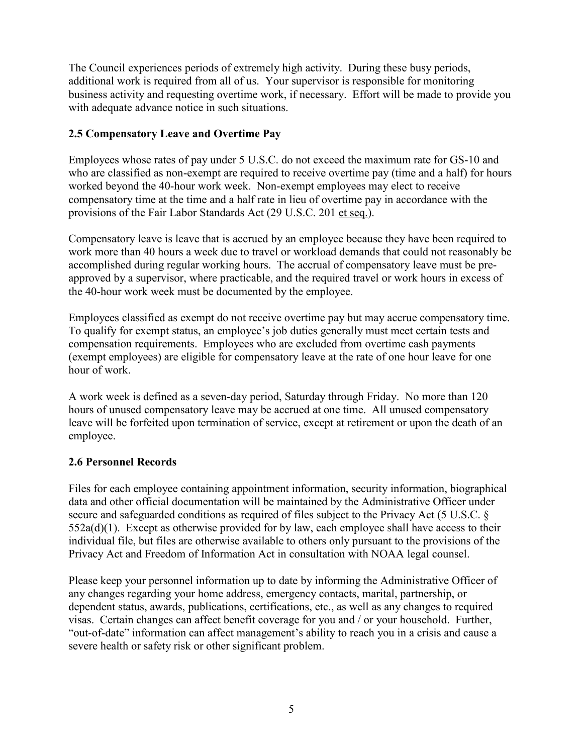The Council experiences periods of extremely high activity. During these busy periods, additional work is required from all of us. Your supervisor is responsible for monitoring business activity and requesting overtime work, if necessary. Effort will be made to provide you with adequate advance notice in such situations.

### 2.5 Compensatory Leave and Overtime Pay

Employees whose rates of pay under 5 U.S.C. do not exceed the maximum rate for GS-10 and who are classified as non-exempt are required to receive overtime pay (time and a half) for hours worked beyond the 40-hour work week. Non-exempt employees may elect to receive compensatory time at the time and a half rate in lieu of overtime pay in accordance with the provisions of the Fair Labor Standards Act (29 U.S.C. 201 et seq.).

Compensatory leave is leave that is accrued by an employee because they have been required to work more than 40 hours a week due to travel or workload demands that could not reasonably be accomplished during regular working hours. The accrual of compensatory leave must be pre-approved by a supervisor, where practicable, and the required travel or work hours in excess of the 40-hour work week must be documented by the employee.

Employees classified as exempt do not receive overtime pay but may accrue compensatory time. To qualify for exempt status, an employee's job duties generally must meet certain tests and compensation requirements. Employees who are excluded from overtime cash payments (exempt employees) are eligible for compensatory leave at the rate of one hour leave for one hour of work.

A work week is defined as a seven-day period, Saturday through Friday. No more than 120 hours of unused compensatory leave may be accrued at one time. All unused compensatory leave will be forfeited upon termination of service, except at retirement or upon the death of an employee.

### 2.6 Personnel Records

Files for each employee containing appointment information, security information, biographical data and other official documentation will be maintained by the Administrative Officer under secure and safeguarded conditions as required of files subject to the Privacy Act (5 U.S.C. § 552a(d)(1). Except as otherwise provided for by law, each employee shall have access to their individual file, but files are otherwise available to others only pursuant to the provisions of the Privacy Act and Freedom of Information Act in consultation with NOAA legal counsel.

Please keep your personnel information up to date by informing the Administrative Officer of any changes regarding your home address, emergency contacts, marital, partnership, or dependent status, awards, publications, certifications, etc., as well as any changes to required visas. Certain changes can affect benefit coverage for you and / or your household. Further, "out-of-date" information can affect management's ability to reach you in a crisis and cause a severe health or safety risk or other significant problem.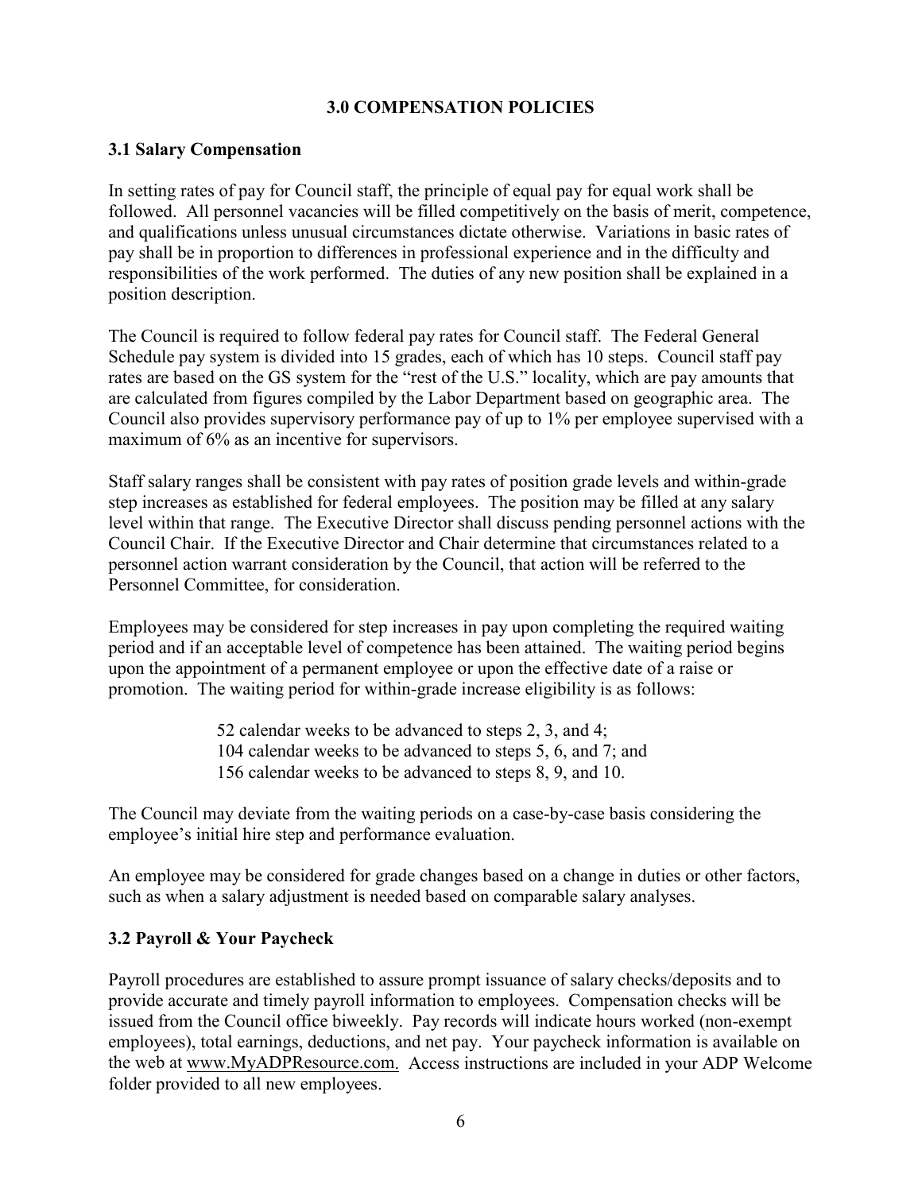## 3.0 COMPENSATION POLICIES

### 3.1 Salary Compensation

In setting rates of pay for Council staff, the principle of equal pay for equal work shall be followed. All personnel vacancies will be filled competitively on the basis of merit, competence, and qualifications unless unusual circumstances dictate otherwise. Variations in basic rates of pay shall be in proportion to differences in professional experience and in the difficulty and responsibilities of the work performed. The duties of any new position shall be explained in a position description.

The Council is required to follow federal pay rates for Council staff. The Federal General Schedule pay system is divided into 15 grades, each of which has 10 steps. Council staff pay rates are based on the GS system for the "rest of the U.S." locality, which are pay amounts that are calculated from figures compiled by the Labor Department based on geographic area. The Council also provides supervisory performance pay of up to 1% per employee supervised with a maximum of 6% as an incentive for supervisors.

Staff salary ranges shall be consistent with pay rates of position grade levels and within-grade step increases as established for federal employees. The position may be filled at any salary level within that range. The Executive Director shall discuss pending personnel actions with the Council Chair. If the Executive Director and Chair determine that circumstances related to a personnel action warrant consideration by the Council, that action will be referred to the Personnel Committee, for consideration.

Employees may be considered for step increases in pay upon completing the required waiting period and if an acceptable level of competence has been attained. The waiting period begins upon the appointment of a permanent employee or upon the effective date of a raise or promotion. The waiting period for within-grade increase eligibility is as follows:

52 calendar weeks to be advanced to steps 2, 3, and 4;
104 calendar weeks to be advanced to steps 5, 6, and 7; and
156 calendar weeks to be advanced to steps 8, 9, and 10.

The Council may deviate from the waiting periods on a case-by-case basis considering the employee's initial hire step and performance evaluation.

An employee may be considered for grade changes based on a change in duties or other factors, such as when a salary adjustment is needed based on comparable salary analyses.

### 3.2 Payroll & Your Paycheck

Payroll procedures are established to assure prompt issuance of salary checks/deposits and to provide accurate and timely payroll information to employees. Compensation checks will be issued from the Council office biweekly. Pay records will indicate hours worked (non-exempt employees), total earnings, deductions, and net pay. Your paycheck information is available on the web at www.MyADPResource.com. Access instructions are included in your ADP Welcome folder provided to all new employees.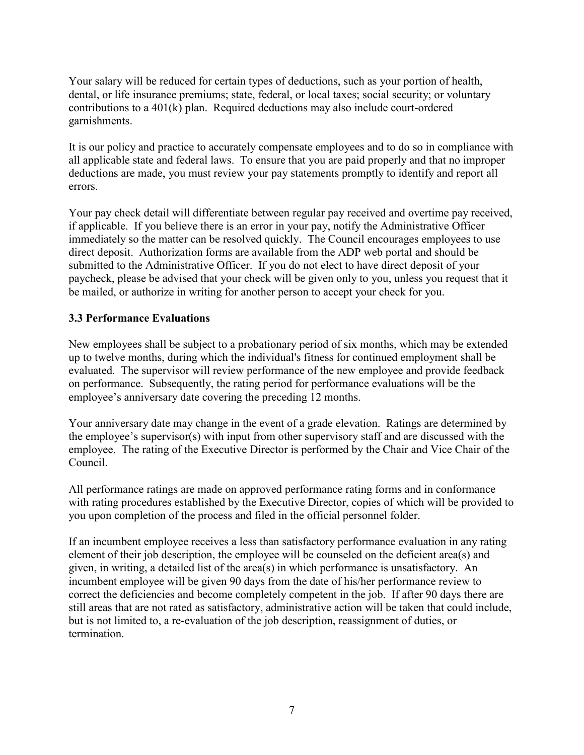Your salary will be reduced for certain types of deductions, such as your portion of health, dental, or life insurance premiums; state, federal, or local taxes; social security; or voluntary contributions to a 401(k) plan. Required deductions may also include court-ordered garnishments.

It is our policy and practice to accurately compensate employees and to do so in compliance with all applicable state and federal laws. To ensure that you are paid properly and that no improper deductions are made, you must review your pay statements promptly to identify and report all errors.

Your pay check detail will differentiate between regular pay received and overtime pay received, if applicable. If you believe there is an error in your pay, notify the Administrative Officer immediately so the matter can be resolved quickly. The Council encourages employees to use direct deposit. Authorization forms are available from the ADP web portal and should be submitted to the Administrative Officer. If you do not elect to have direct deposit of your paycheck, please be advised that your check will be given only to you, unless you request that it be mailed, or authorize in writing for another person to accept your check for you.

### 3.3 Performance Evaluations

New employees shall be subject to a probationary period of six months, which may be extended up to twelve months, during which the individual's fitness for continued employment shall be evaluated. The supervisor will review performance of the new employee and provide feedback on performance. Subsequently, the rating period for performance evaluations will be the employee's anniversary date covering the preceding 12 months.

Your anniversary date may change in the event of a grade elevation. Ratings are determined by the employee's supervisor(s) with input from other supervisory staff and are discussed with the employee. The rating of the Executive Director is performed by the Chair and Vice Chair of the Council.

All performance ratings are made on approved performance rating forms and in conformance with rating procedures established by the Executive Director, copies of which will be provided to you upon completion of the process and filed in the official personnel folder.

If an incumbent employee receives a less than satisfactory performance evaluation in any rating element of their job description, the employee will be counseled on the deficient area(s) and given, in writing, a detailed list of the area(s) in which performance is unsatisfactory. An incumbent employee will be given 90 days from the date of his/her performance review to correct the deficiencies and become completely competent in the job. If after 90 days there are still areas that are not rated as satisfactory, administrative action will be taken that could include, but is not limited to, a re-evaluation of the job description, reassignment of duties, or termination.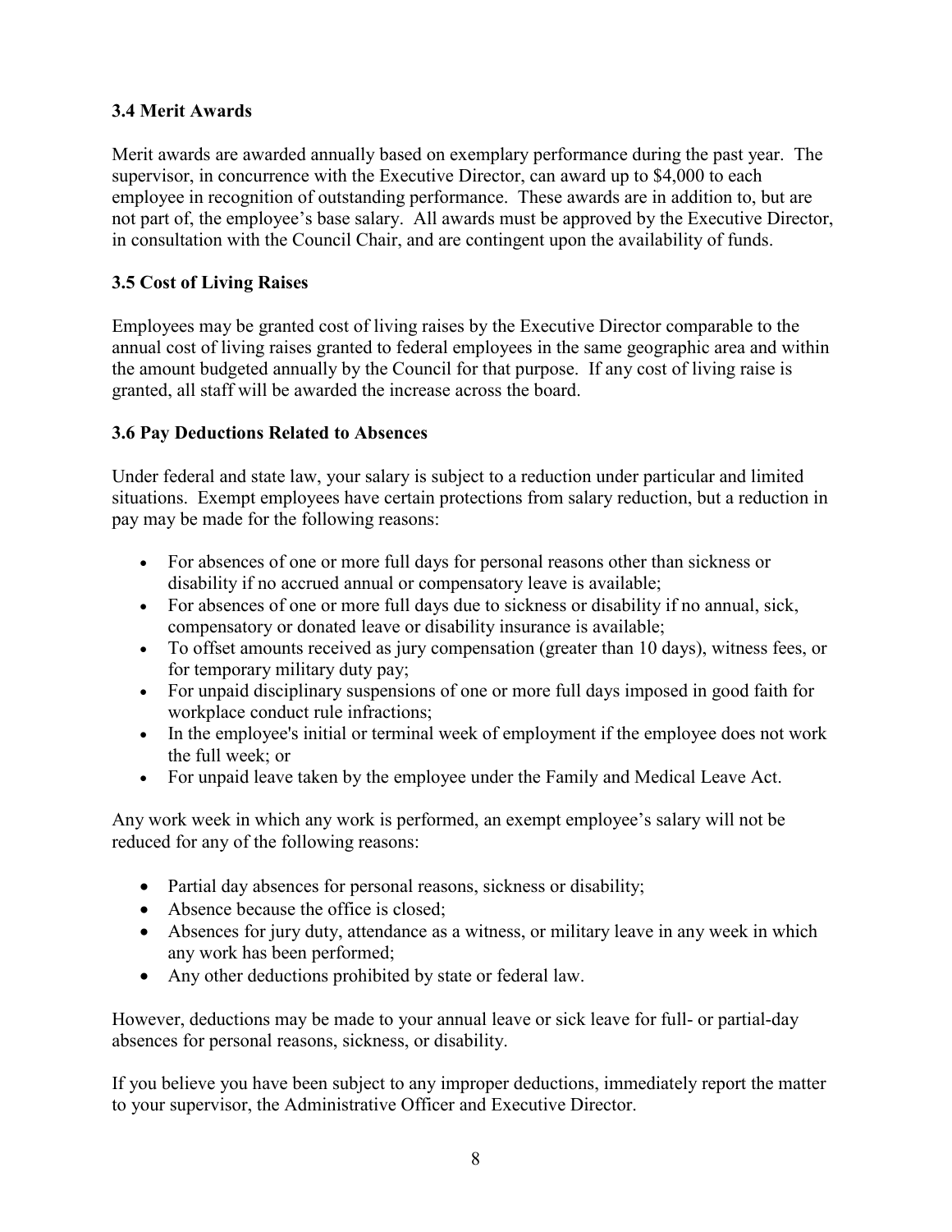### 3.4 Merit Awards

Merit awards are awarded annually based on exemplary performance during the past year. The supervisor, in concurrence with the Executive Director, can award up to $4,000 to each employee in recognition of outstanding performance. These awards are in addition to, but are not part of, the employee's base salary. All awards must be approved by the Executive Director, in consultation with the Council Chair, and are contingent upon the availability of funds.

### 3.5 Cost of Living Raises

Employees may be granted cost of living raises by the Executive Director comparable to the annual cost of living raises granted to federal employees in the same geographic area and within the amount budgeted annually by the Council for that purpose. If any cost of living raise is granted, all staff will be awarded the increase across the board.

### 3.6 Pay Deductions Related to Absences

Under federal and state law, your salary is subject to a reduction under particular and limited situations. Exempt employees have certain protections from salary reduction, but a reduction in pay may be made for the following reasons:

- For absences of one or more full days for personal reasons other than sickness or disability if no accrued annual or compensatory leave is available;
- For absences of one or more full days due to sickness or disability if no annual, sick, compensatory or donated leave or disability insurance is available;
- To offset amounts received as jury compensation (greater than 10 days), witness fees, or for temporary military duty pay;
- For unpaid disciplinary suspensions of one or more full days imposed in good faith for workplace conduct rule infractions;
- In the employee's initial or terminal week of employment if the employee does not work the full week; or
- For unpaid leave taken by the employee under the Family and Medical Leave Act.

Any work week in which any work is performed, an exempt employee's salary will not be reduced for any of the following reasons:

- Partial day absences for personal reasons, sickness or disability;
- Absence because the office is closed;
- Absences for jury duty, attendance as a witness, or military leave in any week in which any work has been performed;
- Any other deductions prohibited by state or federal law.

However, deductions may be made to your annual leave or sick leave for full- or partial-day absences for personal reasons, sickness, or disability.

If you believe you have been subject to any improper deductions, immediately report the matter to your supervisor, the Administrative Officer and Executive Director.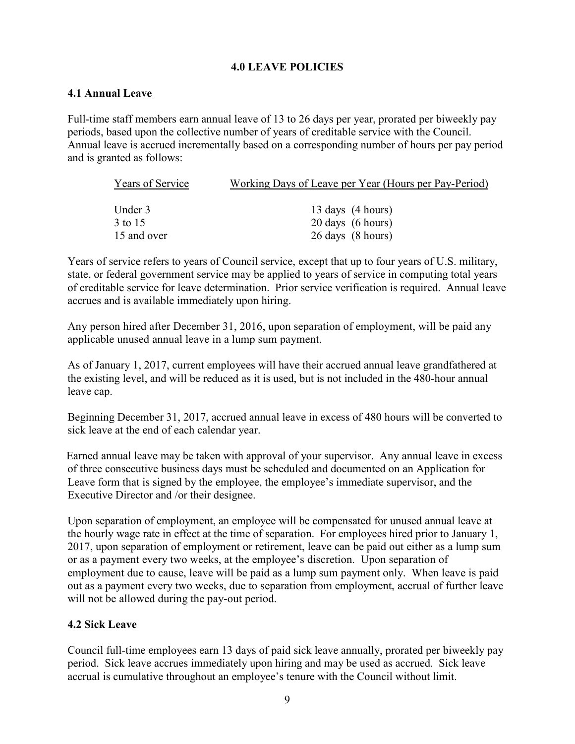## 4.0 LEAVE POLICIES

### 4.1 Annual Leave

Full-time staff members earn annual leave of 13 to 26 days per year, prorated per biweekly pay periods, based upon the collective number of years of creditable service with the Council. Annual leave is accrued incrementally based on a corresponding number of hours per pay period and is granted as follows:

| Years of Service | Working Days of Leave per Year (Hours per Pay-Period) |
|---|---|
| Under 3 | 13 days (4 hours) |
| 3 to 15 | 20 days (6 hours) |
| 15 and over | 26 days (8 hours) |

Years of service refers to years of Council service, except that up to four years of U.S. military, state, or federal government service may be applied to years of service in computing total years of creditable service for leave determination. Prior service verification is required. Annual leave accrues and is available immediately upon hiring.

Any person hired after December 31, 2016, upon separation of employment, will be paid any applicable unused annual leave in a lump sum payment.

As of January 1, 2017, current employees will have their accrued annual leave grandfathered at the existing level, and will be reduced as it is used, but is not included in the 480-hour annual leave cap.

Beginning December 31, 2017, accrued annual leave in excess of 480 hours will be converted to sick leave at the end of each calendar year.

Earned annual leave may be taken with approval of your supervisor. Any annual leave in excess of three consecutive business days must be scheduled and documented on an Application for Leave form that is signed by the employee, the employee's immediate supervisor, and the Executive Director and /or their designee.

Upon separation of employment, an employee will be compensated for unused annual leave at the hourly wage rate in effect at the time of separation. For employees hired prior to January 1, 2017, upon separation of employment or retirement, leave can be paid out either as a lump sum or as a payment every two weeks, at the employee's discretion. Upon separation of employment due to cause, leave will be paid as a lump sum payment only. When leave is paid out as a payment every two weeks, due to separation from employment, accrual of further leave will not be allowed during the pay-out period.

### 4.2 Sick Leave

Council full-time employees earn 13 days of paid sick leave annually, prorated per biweekly pay period. Sick leave accrues immediately upon hiring and may be used as accrued. Sick leave accrual is cumulative throughout an employee's tenure with the Council without limit.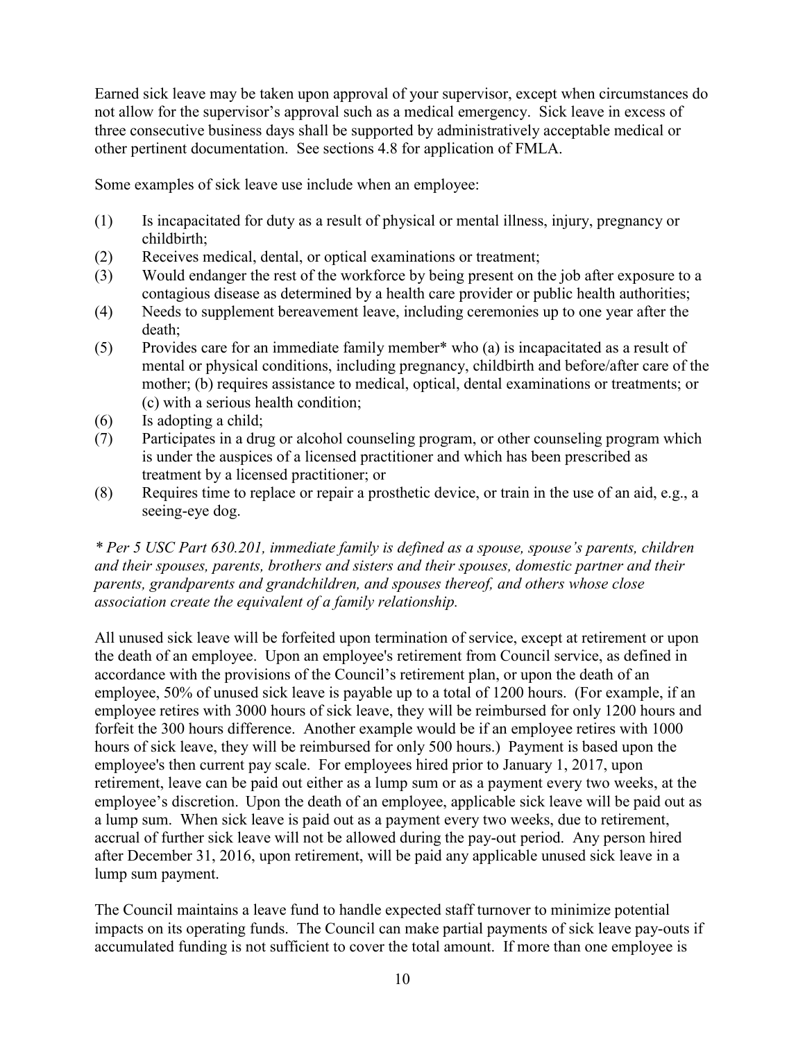Earned sick leave may be taken upon approval of your supervisor, except when circumstances do not allow for the supervisor's approval such as a medical emergency. Sick leave in excess of three consecutive business days shall be supported by administratively acceptable medical or other pertinent documentation. See sections 4.8 for application of FMLA.

Some examples of sick leave use include when an employee:

(1) Is incapacitated for duty as a result of physical or mental illness, injury, pregnancy or childbirth;
(2) Receives medical, dental, or optical examinations or treatment;
(3) Would endanger the rest of the workforce by being present on the job after exposure to a contagious disease as determined by a health care provider or public health authorities;
(4) Needs to supplement bereavement leave, including ceremonies up to one year after the death;
(5) Provides care for an immediate family member* who (a) is incapacitated as a result of mental or physical conditions, including pregnancy, childbirth and before/after care of the mother; (b) requires assistance to medical, optical, dental examinations or treatments; or (c) with a serious health condition;
(6) Is adopting a child;
(7) Participates in a drug or alcohol counseling program, or other counseling program which is under the auspices of a licensed practitioner and which has been prescribed as treatment by a licensed practitioner; or
(8) Requires time to replace or repair a prosthetic device, or train in the use of an aid, e.g., a seeing-eye dog.

*\* Per 5 USC Part 630.201, immediate family is defined as a spouse, spouse's parents, children and their spouses, parents, brothers and sisters and their spouses, domestic partner and their parents, grandparents and grandchildren, and spouses thereof, and others whose close association create the equivalent of a family relationship.*

All unused sick leave will be forfeited upon termination of service, except at retirement or upon the death of an employee. Upon an employee's retirement from Council service, as defined in accordance with the provisions of the Council's retirement plan, or upon the death of an employee, 50% of unused sick leave is payable up to a total of 1200 hours. (For example, if an employee retires with 3000 hours of sick leave, they will be reimbursed for only 1200 hours and forfeit the 300 hours difference. Another example would be if an employee retires with 1000 hours of sick leave, they will be reimbursed for only 500 hours.) Payment is based upon the employee's then current pay scale. For employees hired prior to January 1, 2017, upon retirement, leave can be paid out either as a lump sum or as a payment every two weeks, at the employee's discretion. Upon the death of an employee, applicable sick leave will be paid out as a lump sum. When sick leave is paid out as a payment every two weeks, due to retirement, accrual of further sick leave will not be allowed during the pay-out period. Any person hired after December 31, 2016, upon retirement, will be paid any applicable unused sick leave in a lump sum payment.

The Council maintains a leave fund to handle expected staff turnover to minimize potential impacts on its operating funds. The Council can make partial payments of sick leave pay-outs if accumulated funding is not sufficient to cover the total amount. If more than one employee is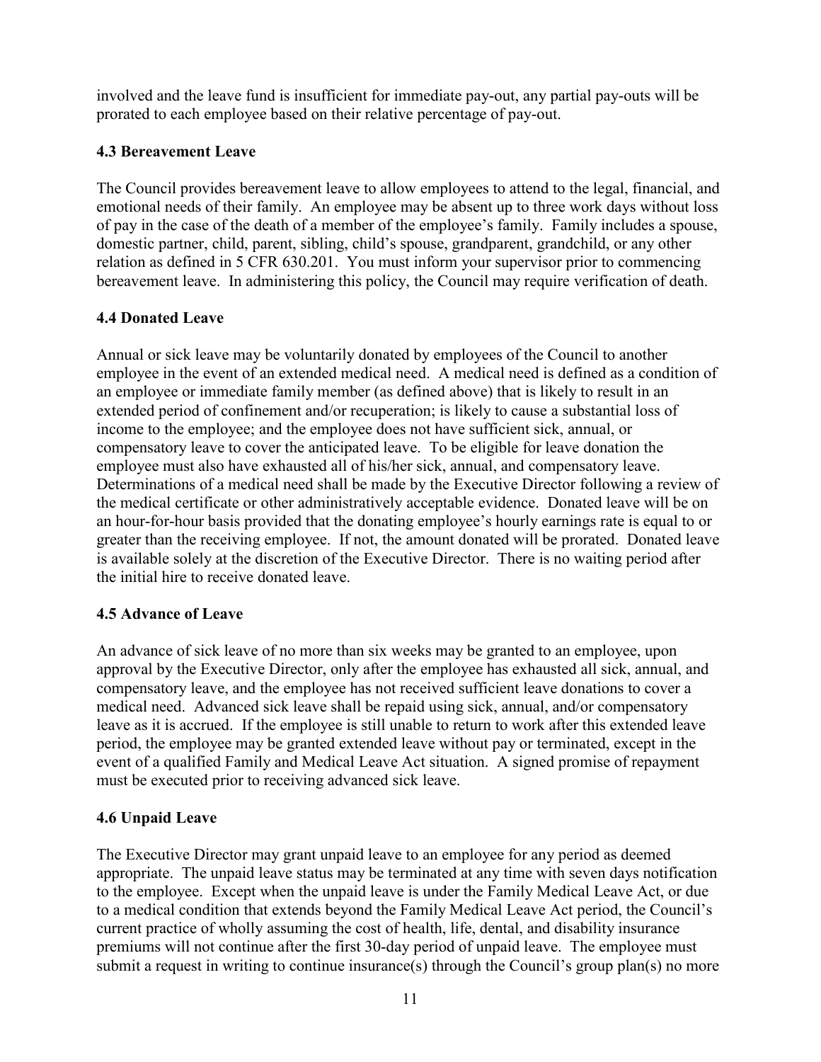involved and the leave fund is insufficient for immediate pay-out, any partial pay-outs will be prorated to each employee based on their relative percentage of pay-out.

### 4.3 Bereavement Leave

The Council provides bereavement leave to allow employees to attend to the legal, financial, and emotional needs of their family. An employee may be absent up to three work days without loss of pay in the case of the death of a member of the employee's family. Family includes a spouse, domestic partner, child, parent, sibling, child's spouse, grandparent, grandchild, or any other relation as defined in 5 CFR 630.201. You must inform your supervisor prior to commencing bereavement leave. In administering this policy, the Council may require verification of death.

### 4.4 Donated Leave

Annual or sick leave may be voluntarily donated by employees of the Council to another employee in the event of an extended medical need. A medical need is defined as a condition of an employee or immediate family member (as defined above) that is likely to result in an extended period of confinement and/or recuperation; is likely to cause a substantial loss of income to the employee; and the employee does not have sufficient sick, annual, or compensatory leave to cover the anticipated leave. To be eligible for leave donation the employee must also have exhausted all of his/her sick, annual, and compensatory leave. Determinations of a medical need shall be made by the Executive Director following a review of the medical certificate or other administratively acceptable evidence. Donated leave will be on an hour-for-hour basis provided that the donating employee's hourly earnings rate is equal to or greater than the receiving employee. If not, the amount donated will be prorated. Donated leave is available solely at the discretion of the Executive Director. There is no waiting period after the initial hire to receive donated leave.

### 4.5 Advance of Leave

An advance of sick leave of no more than six weeks may be granted to an employee, upon approval by the Executive Director, only after the employee has exhausted all sick, annual, and compensatory leave, and the employee has not received sufficient leave donations to cover a medical need. Advanced sick leave shall be repaid using sick, annual, and/or compensatory leave as it is accrued. If the employee is still unable to return to work after this extended leave period, the employee may be granted extended leave without pay or terminated, except in the event of a qualified Family and Medical Leave Act situation. A signed promise of repayment must be executed prior to receiving advanced sick leave.

### 4.6 Unpaid Leave

The Executive Director may grant unpaid leave to an employee for any period as deemed appropriate. The unpaid leave status may be terminated at any time with seven days notification to the employee. Except when the unpaid leave is under the Family Medical Leave Act, or due to a medical condition that extends beyond the Family Medical Leave Act period, the Council's current practice of wholly assuming the cost of health, life, dental, and disability insurance premiums will not continue after the first 30-day period of unpaid leave. The employee must submit a request in writing to continue insurance(s) through the Council's group plan(s) no more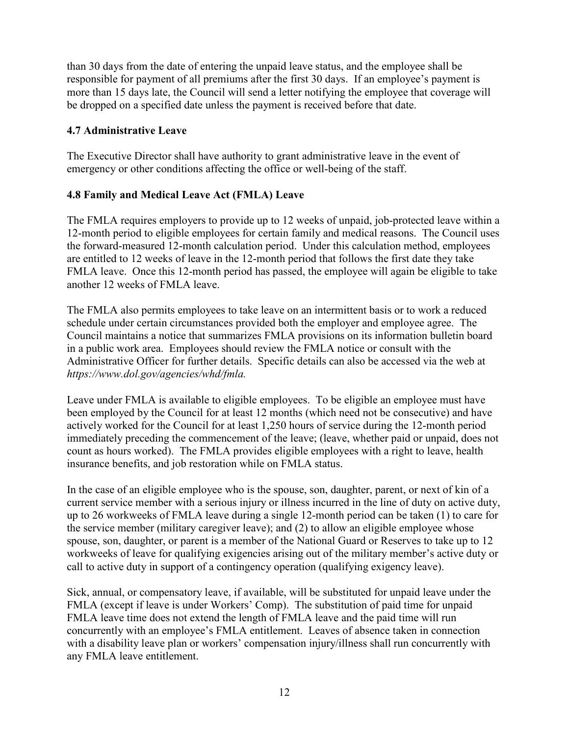than 30 days from the date of entering the unpaid leave status, and the employee shall be responsible for payment of all premiums after the first 30 days. If an employee's payment is more than 15 days late, the Council will send a letter notifying the employee that coverage will be dropped on a specified date unless the payment is received before that date.

### 4.7 Administrative Leave

The Executive Director shall have authority to grant administrative leave in the event of emergency or other conditions affecting the office or well-being of the staff.

### 4.8 Family and Medical Leave Act (FMLA) Leave

The FMLA requires employers to provide up to 12 weeks of unpaid, job-protected leave within a 12-month period to eligible employees for certain family and medical reasons. The Council uses the forward-measured 12-month calculation period. Under this calculation method, employees are entitled to 12 weeks of leave in the 12-month period that follows the first date they take FMLA leave. Once this 12-month period has passed, the employee will again be eligible to take another 12 weeks of FMLA leave.

The FMLA also permits employees to take leave on an intermittent basis or to work a reduced schedule under certain circumstances provided both the employer and employee agree. The Council maintains a notice that summarizes FMLA provisions on its information bulletin board in a public work area. Employees should review the FMLA notice or consult with the Administrative Officer for further details. Specific details can also be accessed via the web at *https://www.dol.gov/agencies/whd/fmla.*

Leave under FMLA is available to eligible employees. To be eligible an employee must have been employed by the Council for at least 12 months (which need not be consecutive) and have actively worked for the Council for at least 1,250 hours of service during the 12-month period immediately preceding the commencement of the leave; (leave, whether paid or unpaid, does not count as hours worked). The FMLA provides eligible employees with a right to leave, health insurance benefits, and job restoration while on FMLA status.

In the case of an eligible employee who is the spouse, son, daughter, parent, or next of kin of a current service member with a serious injury or illness incurred in the line of duty on active duty, up to 26 workweeks of FMLA leave during a single 12-month period can be taken (1) to care for the service member (military caregiver leave); and (2) to allow an eligible employee whose spouse, son, daughter, or parent is a member of the National Guard or Reserves to take up to 12 workweeks of leave for qualifying exigencies arising out of the military member's active duty or call to active duty in support of a contingency operation (qualifying exigency leave).

Sick, annual, or compensatory leave, if available, will be substituted for unpaid leave under the FMLA (except if leave is under Workers' Comp). The substitution of paid time for unpaid FMLA leave time does not extend the length of FMLA leave and the paid time will run concurrently with an employee's FMLA entitlement. Leaves of absence taken in connection with a disability leave plan or workers' compensation injury/illness shall run concurrently with any FMLA leave entitlement.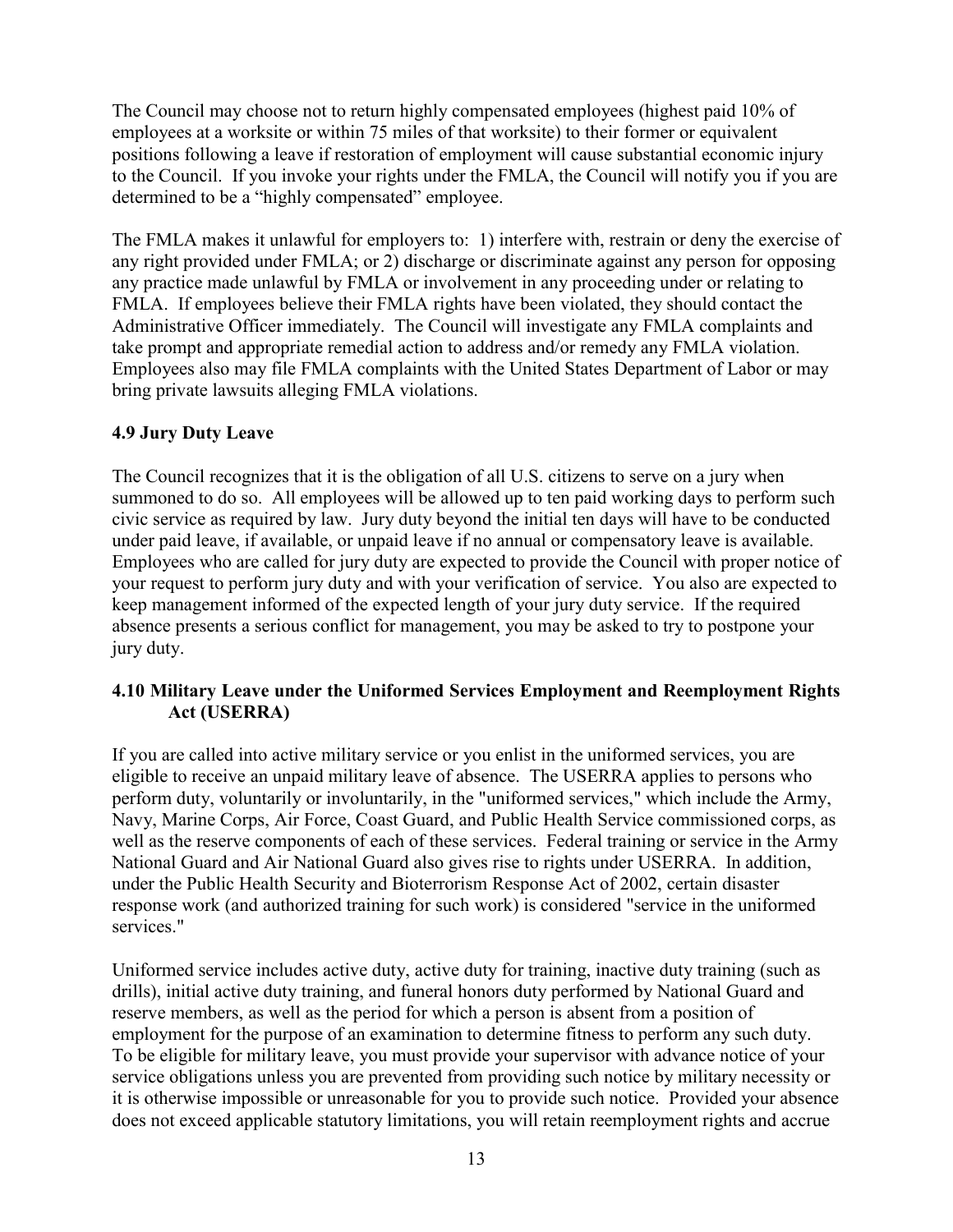The Council may choose not to return highly compensated employees (highest paid 10% of employees at a worksite or within 75 miles of that worksite) to their former or equivalent positions following a leave if restoration of employment will cause substantial economic injury to the Council. If you invoke your rights under the FMLA, the Council will notify you if you are determined to be a "highly compensated" employee.

The FMLA makes it unlawful for employers to: 1) interfere with, restrain or deny the exercise of any right provided under FMLA; or 2) discharge or discriminate against any person for opposing any practice made unlawful by FMLA or involvement in any proceeding under or relating to FMLA. If employees believe their FMLA rights have been violated, they should contact the Administrative Officer immediately. The Council will investigate any FMLA complaints and take prompt and appropriate remedial action to address and/or remedy any FMLA violation. Employees also may file FMLA complaints with the United States Department of Labor or may bring private lawsuits alleging FMLA violations.

### 4.9 Jury Duty Leave

The Council recognizes that it is the obligation of all U.S. citizens to serve on a jury when summoned to do so. All employees will be allowed up to ten paid working days to perform such civic service as required by law. Jury duty beyond the initial ten days will have to be conducted under paid leave, if available, or unpaid leave if no annual or compensatory leave is available. Employees who are called for jury duty are expected to provide the Council with proper notice of your request to perform jury duty and with your verification of service. You also are expected to keep management informed of the expected length of your jury duty service. If the required absence presents a serious conflict for management, you may be asked to try to postpone your jury duty.

### 4.10 Military Leave under the Uniformed Services Employment and Reemployment Rights Act (USERRA)

If you are called into active military service or you enlist in the uniformed services, you are eligible to receive an unpaid military leave of absence. The USERRA applies to persons who perform duty, voluntarily or involuntarily, in the "uniformed services," which include the Army, Navy, Marine Corps, Air Force, Coast Guard, and Public Health Service commissioned corps, as well as the reserve components of each of these services. Federal training or service in the Army National Guard and Air National Guard also gives rise to rights under USERRA. In addition, under the Public Health Security and Bioterrorism Response Act of 2002, certain disaster response work (and authorized training for such work) is considered "service in the uniformed services."

Uniformed service includes active duty, active duty for training, inactive duty training (such as drills), initial active duty training, and funeral honors duty performed by National Guard and reserve members, as well as the period for which a person is absent from a position of employment for the purpose of an examination to determine fitness to perform any such duty. To be eligible for military leave, you must provide your supervisor with advance notice of your service obligations unless you are prevented from providing such notice by military necessity or it is otherwise impossible or unreasonable for you to provide such notice. Provided your absence does not exceed applicable statutory limitations, you will retain reemployment rights and accrue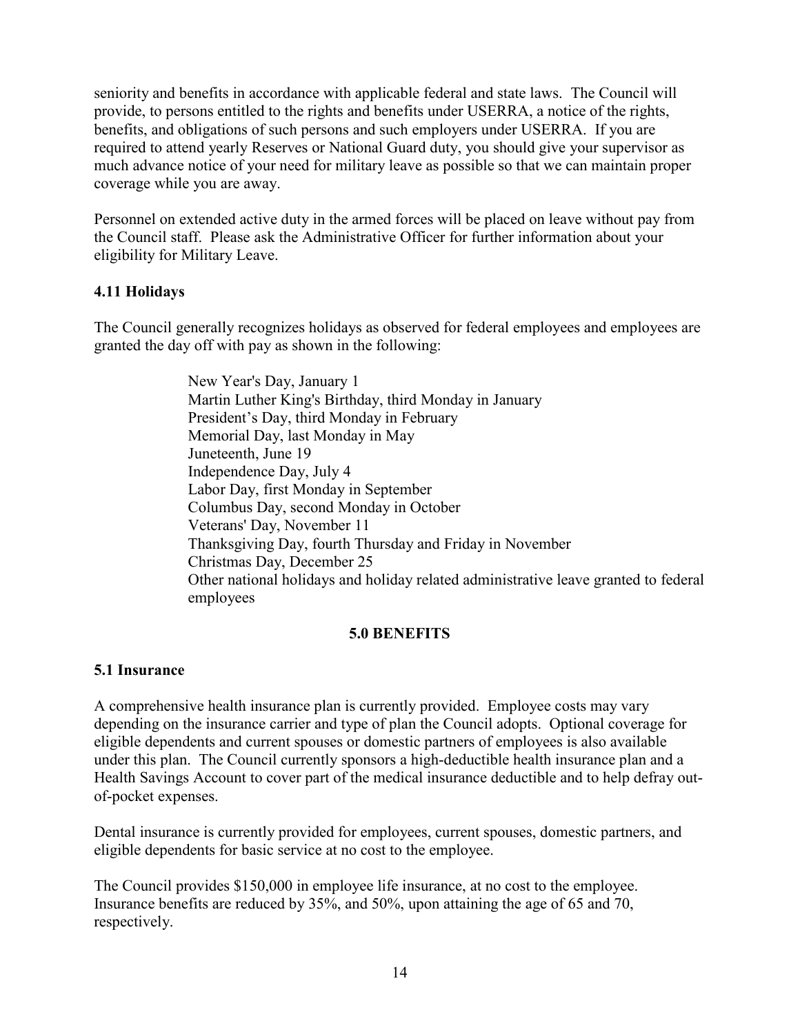seniority and benefits in accordance with applicable federal and state laws. The Council will provide, to persons entitled to the rights and benefits under USERRA, a notice of the rights, benefits, and obligations of such persons and such employers under USERRA. If you are required to attend yearly Reserves or National Guard duty, you should give your supervisor as much advance notice of your need for military leave as possible so that we can maintain proper coverage while you are away.

Personnel on extended active duty in the armed forces will be placed on leave without pay from the Council staff. Please ask the Administrative Officer for further information about your eligibility for Military Leave.

### 4.11 Holidays

The Council generally recognizes holidays as observed for federal employees and employees are granted the day off with pay as shown in the following:

New Year's Day, January 1
Martin Luther King's Birthday, third Monday in January
President's Day, third Monday in February
Memorial Day, last Monday in May
Juneteenth, June 19
Independence Day, July 4
Labor Day, first Monday in September
Columbus Day, second Monday in October
Veterans' Day, November 11
Thanksgiving Day, fourth Thursday and Friday in November
Christmas Day, December 25
Other national holidays and holiday related administrative leave granted to federal employees

## 5.0 BENEFITS

### 5.1 Insurance

A comprehensive health insurance plan is currently provided. Employee costs may vary depending on the insurance carrier and type of plan the Council adopts. Optional coverage for eligible dependents and current spouses or domestic partners of employees is also available under this plan. The Council currently sponsors a high-deductible health insurance plan and a Health Savings Account to cover part of the medical insurance deductible and to help defray out-of-pocket expenses.

Dental insurance is currently provided for employees, current spouses, domestic partners, and eligible dependents for basic service at no cost to the employee.

The Council provides $150,000 in employee life insurance, at no cost to the employee. Insurance benefits are reduced by 35%, and 50%, upon attaining the age of 65 and 70, respectively.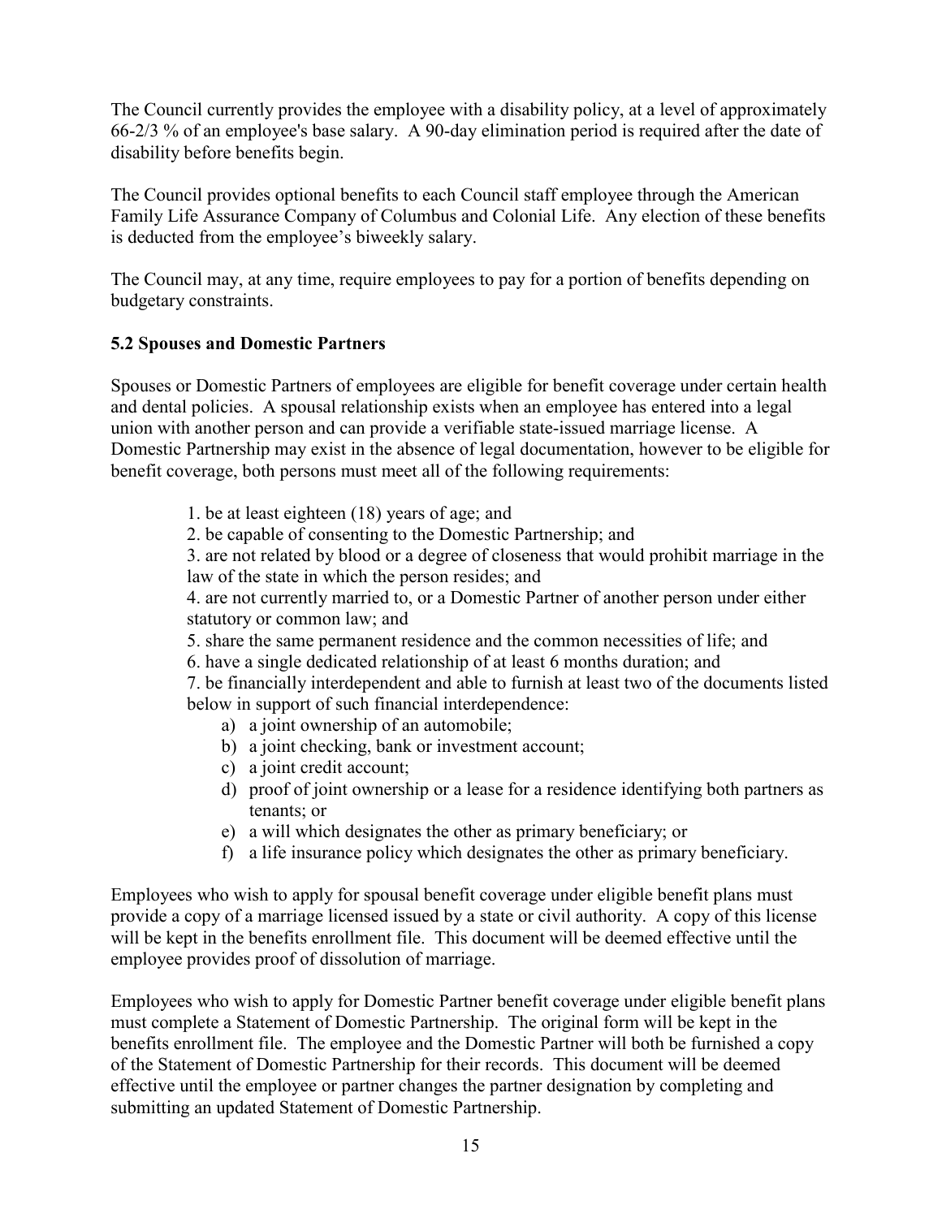The Council currently provides the employee with a disability policy, at a level of approximately 66-2/3 % of an employee's base salary. A 90-day elimination period is required after the date of disability before benefits begin.

The Council provides optional benefits to each Council staff employee through the American Family Life Assurance Company of Columbus and Colonial Life. Any election of these benefits is deducted from the employee's biweekly salary.

The Council may, at any time, require employees to pay for a portion of benefits depending on budgetary constraints.

### 5.2 Spouses and Domestic Partners

Spouses or Domestic Partners of employees are eligible for benefit coverage under certain health and dental policies. A spousal relationship exists when an employee has entered into a legal union with another person and can provide a verifiable state-issued marriage license. A Domestic Partnership may exist in the absence of legal documentation, however to be eligible for benefit coverage, both persons must meet all of the following requirements:

1. be at least eighteen (18) years of age; and
2. be capable of consenting to the Domestic Partnership; and
3. are not related by blood or a degree of closeness that would prohibit marriage in the law of the state in which the person resides; and
4. are not currently married to, or a Domestic Partner of another person under either statutory or common law; and
5. share the same permanent residence and the common necessities of life; and
6. have a single dedicated relationship of at least 6 months duration; and
7. be financially interdependent and able to furnish at least two of the documents listed below in support of such financial interdependence:
    a) a joint ownership of an automobile;
    b) a joint checking, bank or investment account;
    c) a joint credit account;
    d) proof of joint ownership or a lease for a residence identifying both partners as tenants; or
    e) a will which designates the other as primary beneficiary; or
    f) a life insurance policy which designates the other as primary beneficiary.

Employees who wish to apply for spousal benefit coverage under eligible benefit plans must provide a copy of a marriage licensed issued by a state or civil authority. A copy of this license will be kept in the benefits enrollment file. This document will be deemed effective until the employee provides proof of dissolution of marriage.

Employees who wish to apply for Domestic Partner benefit coverage under eligible benefit plans must complete a Statement of Domestic Partnership. The original form will be kept in the benefits enrollment file. The employee and the Domestic Partner will both be furnished a copy of the Statement of Domestic Partnership for their records. This document will be deemed effective until the employee or partner changes the partner designation by completing and submitting an updated Statement of Domestic Partnership.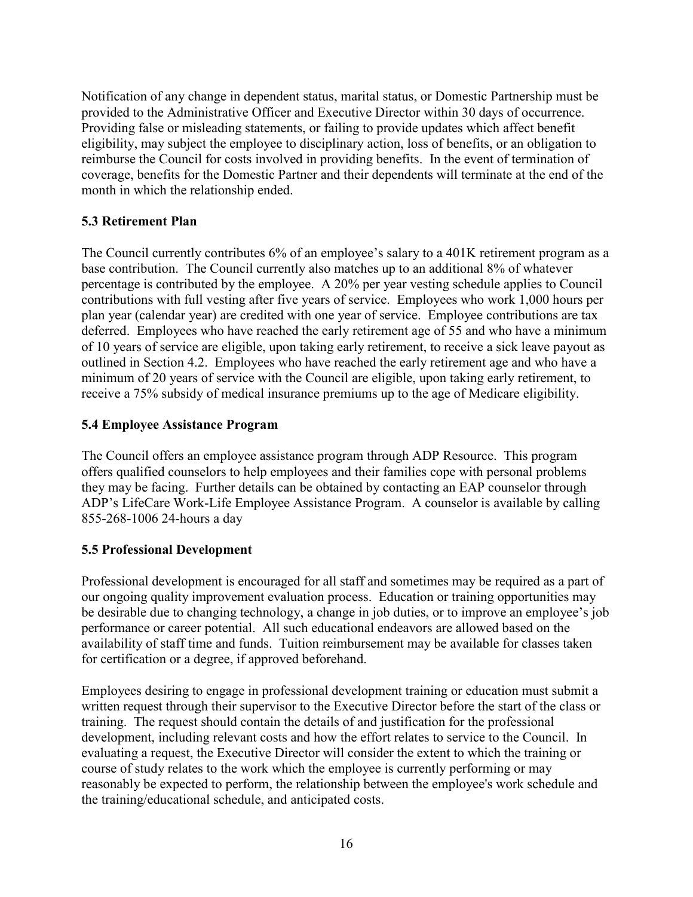Notification of any change in dependent status, marital status, or Domestic Partnership must be provided to the Administrative Officer and Executive Director within 30 days of occurrence. Providing false or misleading statements, or failing to provide updates which affect benefit eligibility, may subject the employee to disciplinary action, loss of benefits, or an obligation to reimburse the Council for costs involved in providing benefits. In the event of termination of coverage, benefits for the Domestic Partner and their dependents will terminate at the end of the month in which the relationship ended.

### 5.3 Retirement Plan

The Council currently contributes 6% of an employee's salary to a 401K retirement program as a base contribution. The Council currently also matches up to an additional 8% of whatever percentage is contributed by the employee. A 20% per year vesting schedule applies to Council contributions with full vesting after five years of service. Employees who work 1,000 hours per plan year (calendar year) are credited with one year of service. Employee contributions are tax deferred. Employees who have reached the early retirement age of 55 and who have a minimum of 10 years of service are eligible, upon taking early retirement, to receive a sick leave payout as outlined in Section 4.2. Employees who have reached the early retirement age and who have a minimum of 20 years of service with the Council are eligible, upon taking early retirement, to receive a 75% subsidy of medical insurance premiums up to the age of Medicare eligibility.

### 5.4 Employee Assistance Program

The Council offers an employee assistance program through ADP Resource. This program offers qualified counselors to help employees and their families cope with personal problems they may be facing. Further details can be obtained by contacting an EAP counselor through ADP's LifeCare Work-Life Employee Assistance Program. A counselor is available by calling 855-268-1006 24-hours a day

### 5.5 Professional Development

Professional development is encouraged for all staff and sometimes may be required as a part of our ongoing quality improvement evaluation process. Education or training opportunities may be desirable due to changing technology, a change in job duties, or to improve an employee's job performance or career potential. All such educational endeavors are allowed based on the availability of staff time and funds. Tuition reimbursement may be available for classes taken for certification or a degree, if approved beforehand.

Employees desiring to engage in professional development training or education must submit a written request through their supervisor to the Executive Director before the start of the class or training. The request should contain the details of and justification for the professional development, including relevant costs and how the effort relates to service to the Council. In evaluating a request, the Executive Director will consider the extent to which the training or course of study relates to the work which the employee is currently performing or may reasonably be expected to perform, the relationship between the employee's work schedule and the training/educational schedule, and anticipated costs.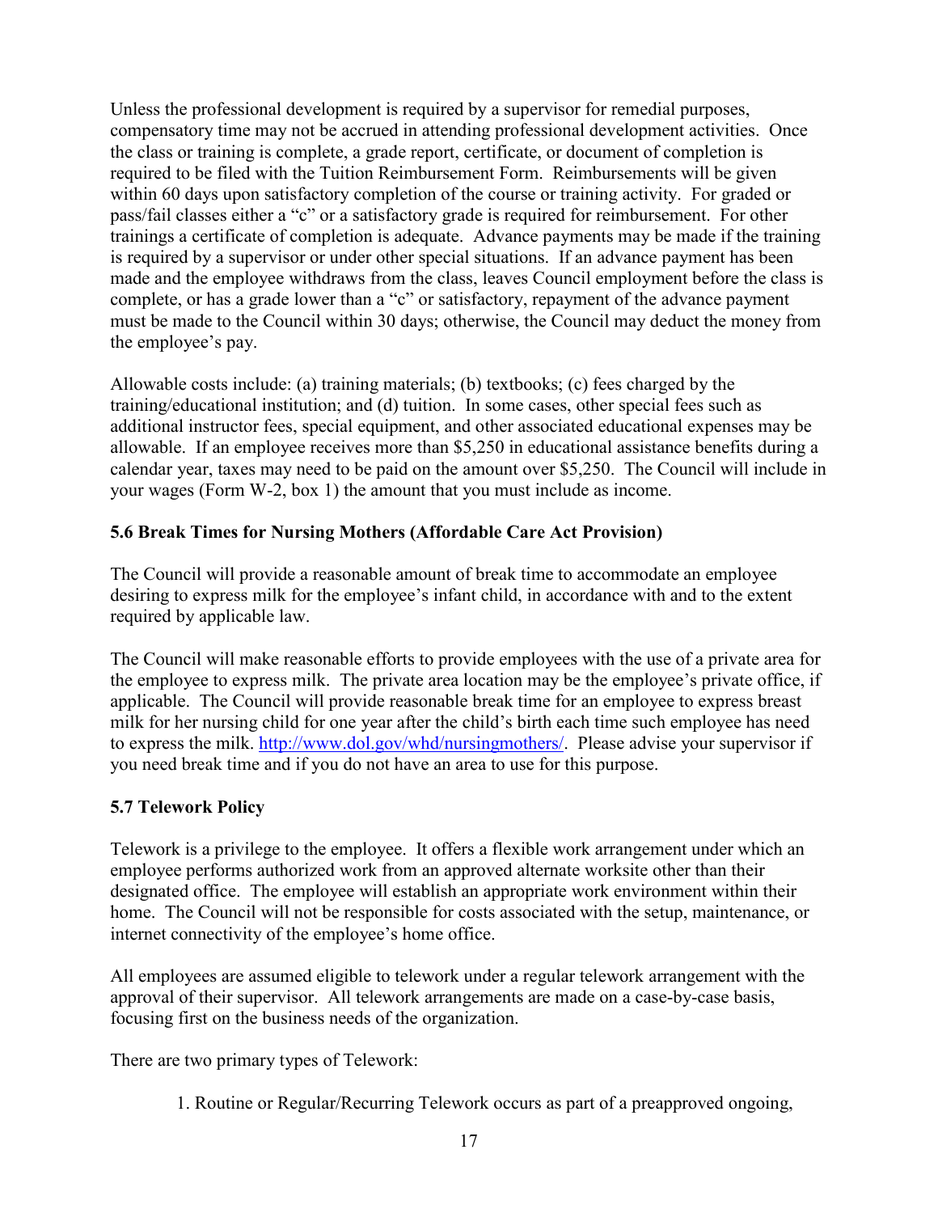Unless the professional development is required by a supervisor for remedial purposes, compensatory time may not be accrued in attending professional development activities. Once the class or training is complete, a grade report, certificate, or document of completion is required to be filed with the Tuition Reimbursement Form. Reimbursements will be given within 60 days upon satisfactory completion of the course or training activity. For graded or pass/fail classes either a "c" or a satisfactory grade is required for reimbursement. For other trainings a certificate of completion is adequate. Advance payments may be made if the training is required by a supervisor or under other special situations. If an advance payment has been made and the employee withdraws from the class, leaves Council employment before the class is complete, or has a grade lower than a "c" or satisfactory, repayment of the advance payment must be made to the Council within 30 days; otherwise, the Council may deduct the money from the employee's pay.

Allowable costs include: (a) training materials; (b) textbooks; (c) fees charged by the training/educational institution; and (d) tuition. In some cases, other special fees such as additional instructor fees, special equipment, and other associated educational expenses may be allowable. If an employee receives more than $5,250 in educational assistance benefits during a calendar year, taxes may need to be paid on the amount over $5,250. The Council will include in your wages (Form W-2, box 1) the amount that you must include as income.

### 5.6 Break Times for Nursing Mothers (Affordable Care Act Provision)

The Council will provide a reasonable amount of break time to accommodate an employee desiring to express milk for the employee's infant child, in accordance with and to the extent required by applicable law.

The Council will make reasonable efforts to provide employees with the use of a private area for the employee to express milk. The private area location may be the employee's private office, if applicable. The Council will provide reasonable break time for an employee to express breast milk for her nursing child for one year after the child's birth each time such employee has need to express the milk. [http://www.dol.gov/whd/nursingmothers/](http://www.dol.gov/whd/nursingmothers/). Please advise your supervisor if you need break time and if you do not have an area to use for this purpose.

### 5.7 Telework Policy

Telework is a privilege to the employee. It offers a flexible work arrangement under which an employee performs authorized work from an approved alternate worksite other than their designated office. The employee will establish an appropriate work environment within their home. The Council will not be responsible for costs associated with the setup, maintenance, or internet connectivity of the employee's home office.

All employees are assumed eligible to telework under a regular telework arrangement with the approval of their supervisor. All telework arrangements are made on a case-by-case basis, focusing first on the business needs of the organization.

There are two primary types of Telework:

1. Routine or Regular/Recurring Telework occurs as part of a preapproved ongoing,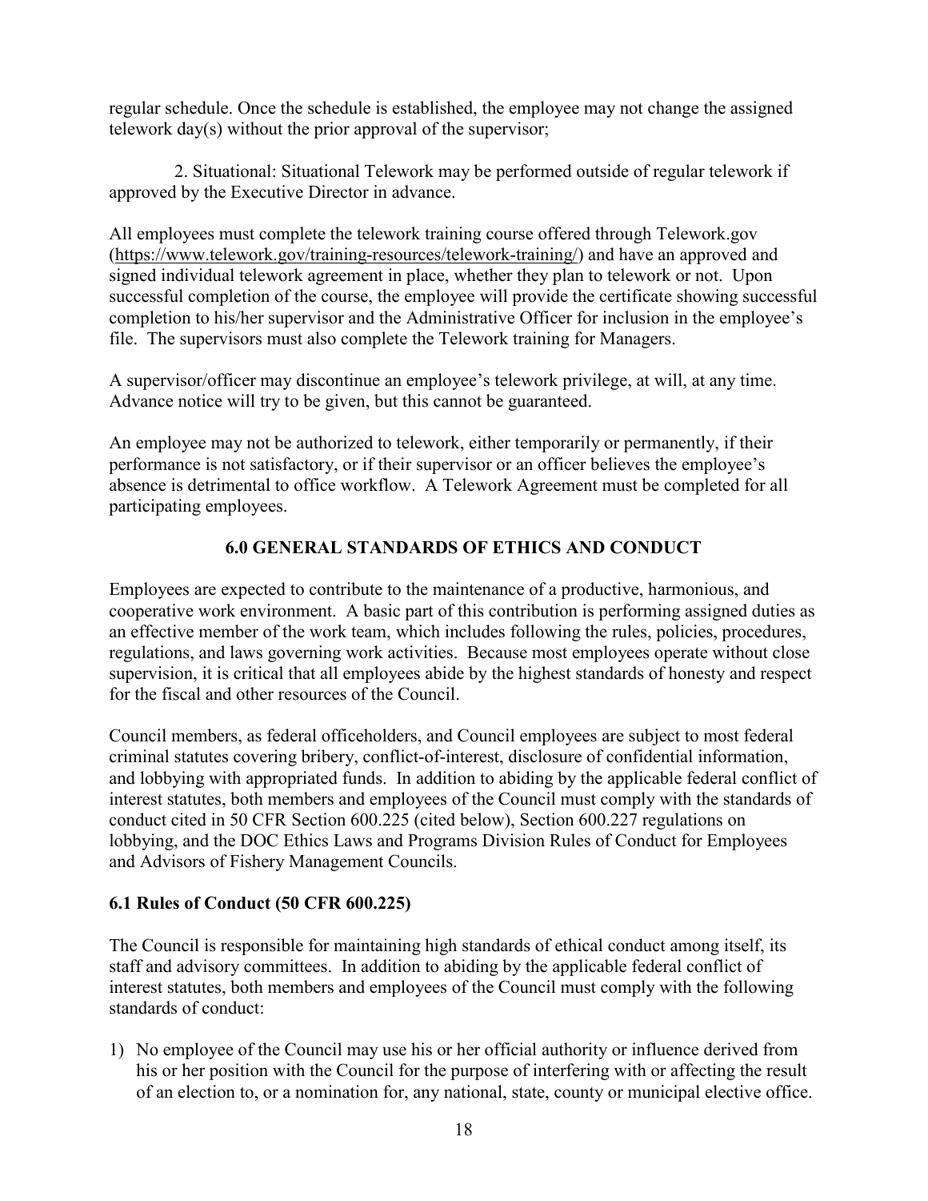regular schedule. Once the schedule is established, the employee may not change the assigned telework day(s) without the prior approval of the supervisor;

2. Situational: Situational Telework may be performed outside of regular telework if approved by the Executive Director in advance.

All employees must complete the telework training course offered through Telework.gov (https://www.telework.gov/training-resources/telework-training/) and have an approved and signed individual telework agreement in place, whether they plan to telework or not. Upon successful completion of the course, the employee will provide the certificate showing successful completion to his/her supervisor and the Administrative Officer for inclusion in the employee's file. The supervisors must also complete the Telework training for Managers.

A supervisor/officer may discontinue an employee's telework privilege, at will, at any time. Advance notice will try to be given, but this cannot be guaranteed.

An employee may not be authorized to telework, either temporarily or permanently, if their performance is not satisfactory, or if their supervisor or an officer believes the employee's absence is detrimental to office workflow. A Telework Agreement must be completed for all participating employees.

## 6.0 GENERAL STANDARDS OF ETHICS AND CONDUCT

Employees are expected to contribute to the maintenance of a productive, harmonious, and cooperative work environment. A basic part of this contribution is performing assigned duties as an effective member of the work team, which includes following the rules, policies, procedures, regulations, and laws governing work activities. Because most employees operate without close supervision, it is critical that all employees abide by the highest standards of honesty and respect for the fiscal and other resources of the Council.

Council members, as federal officeholders, and Council employees are subject to most federal criminal statutes covering bribery, conflict-of-interest, disclosure of confidential information, and lobbying with appropriated funds. In addition to abiding by the applicable federal conflict of interest statutes, both members and employees of the Council must comply with the standards of conduct cited in 50 CFR Section 600.225 (cited below), Section 600.227 regulations on lobbying, and the DOC Ethics Laws and Programs Division Rules of Conduct for Employees and Advisors of Fishery Management Councils.

### 6.1 Rules of Conduct (50 CFR 600.225)

The Council is responsible for maintaining high standards of ethical conduct among itself, its staff and advisory committees. In addition to abiding by the applicable federal conflict of interest statutes, both members and employees of the Council must comply with the following standards of conduct:

1) No employee of the Council may use his or her official authority or influence derived from his or her position with the Council for the purpose of interfering with or affecting the result of an election to, or a nomination for, any national, state, county or municipal elective office.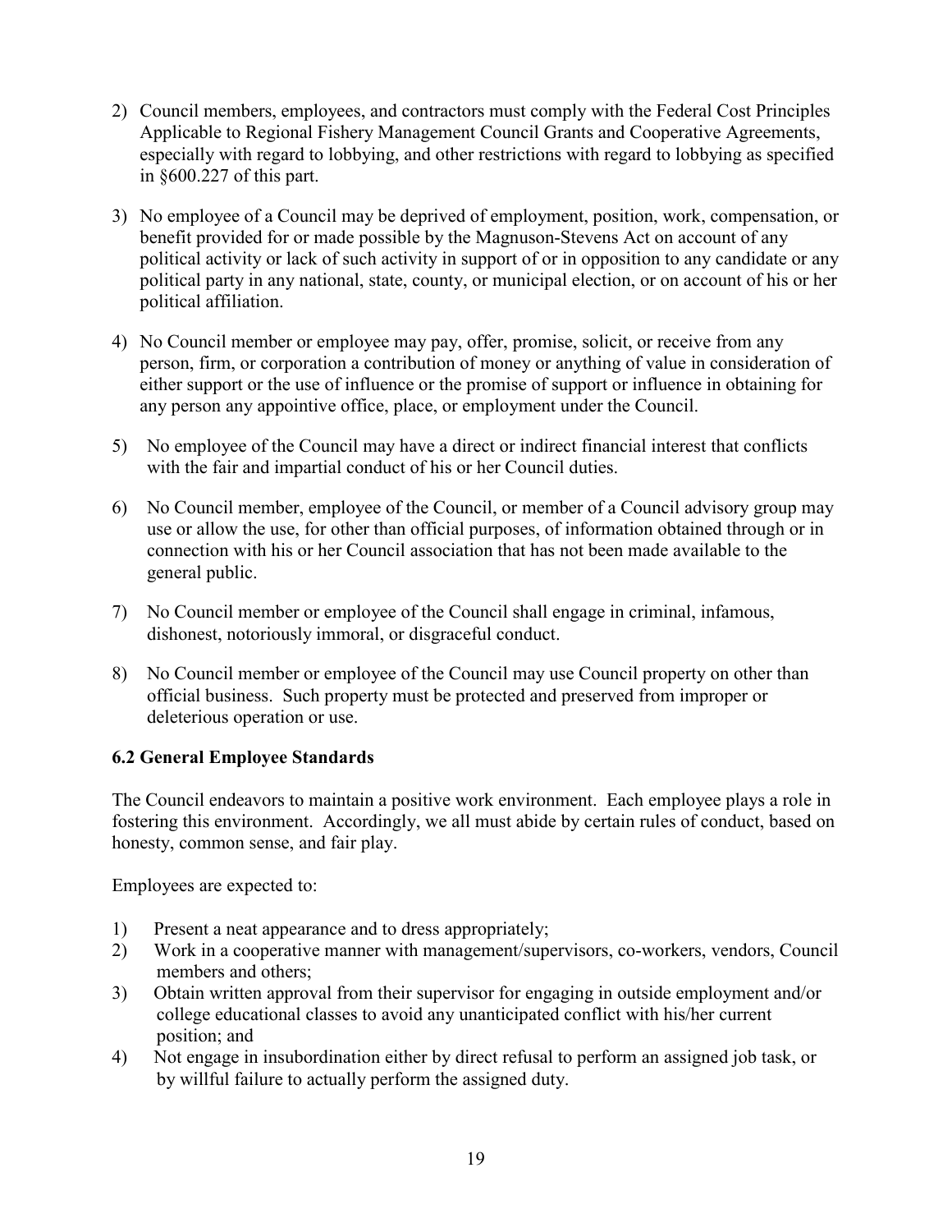2) Council members, employees, and contractors must comply with the Federal Cost Principles Applicable to Regional Fishery Management Council Grants and Cooperative Agreements, especially with regard to lobbying, and other restrictions with regard to lobbying as specified in §600.227 of this part.

3) No employee of a Council may be deprived of employment, position, work, compensation, or benefit provided for or made possible by the Magnuson-Stevens Act on account of any political activity or lack of such activity in support of or in opposition to any candidate or any political party in any national, state, county, or municipal election, or on account of his or her political affiliation.

4) No Council member or employee may pay, offer, promise, solicit, or receive from any person, firm, or corporation a contribution of money or anything of value in consideration of either support or the use of influence or the promise of support or influence in obtaining for any person any appointive office, place, or employment under the Council.

5) No employee of the Council may have a direct or indirect financial interest that conflicts with the fair and impartial conduct of his or her Council duties.

6) No Council member, employee of the Council, or member of a Council advisory group may use or allow the use, for other than official purposes, of information obtained through or in connection with his or her Council association that has not been made available to the general public.

7) No Council member or employee of the Council shall engage in criminal, infamous, dishonest, notoriously immoral, or disgraceful conduct.

8) No Council member or employee of the Council may use Council property on other than official business. Such property must be protected and preserved from improper or deleterious operation or use.

### 6.2 General Employee Standards

The Council endeavors to maintain a positive work environment. Each employee plays a role in fostering this environment. Accordingly, we all must abide by certain rules of conduct, based on honesty, common sense, and fair play.

Employees are expected to:

1) Present a neat appearance and to dress appropriately;
2) Work in a cooperative manner with management/supervisors, co-workers, vendors, Council members and others;
3) Obtain written approval from their supervisor for engaging in outside employment and/or college educational classes to avoid any unanticipated conflict with his/her current position; and
4) Not engage in insubordination either by direct refusal to perform an assigned job task, or by willful failure to actually perform the assigned duty.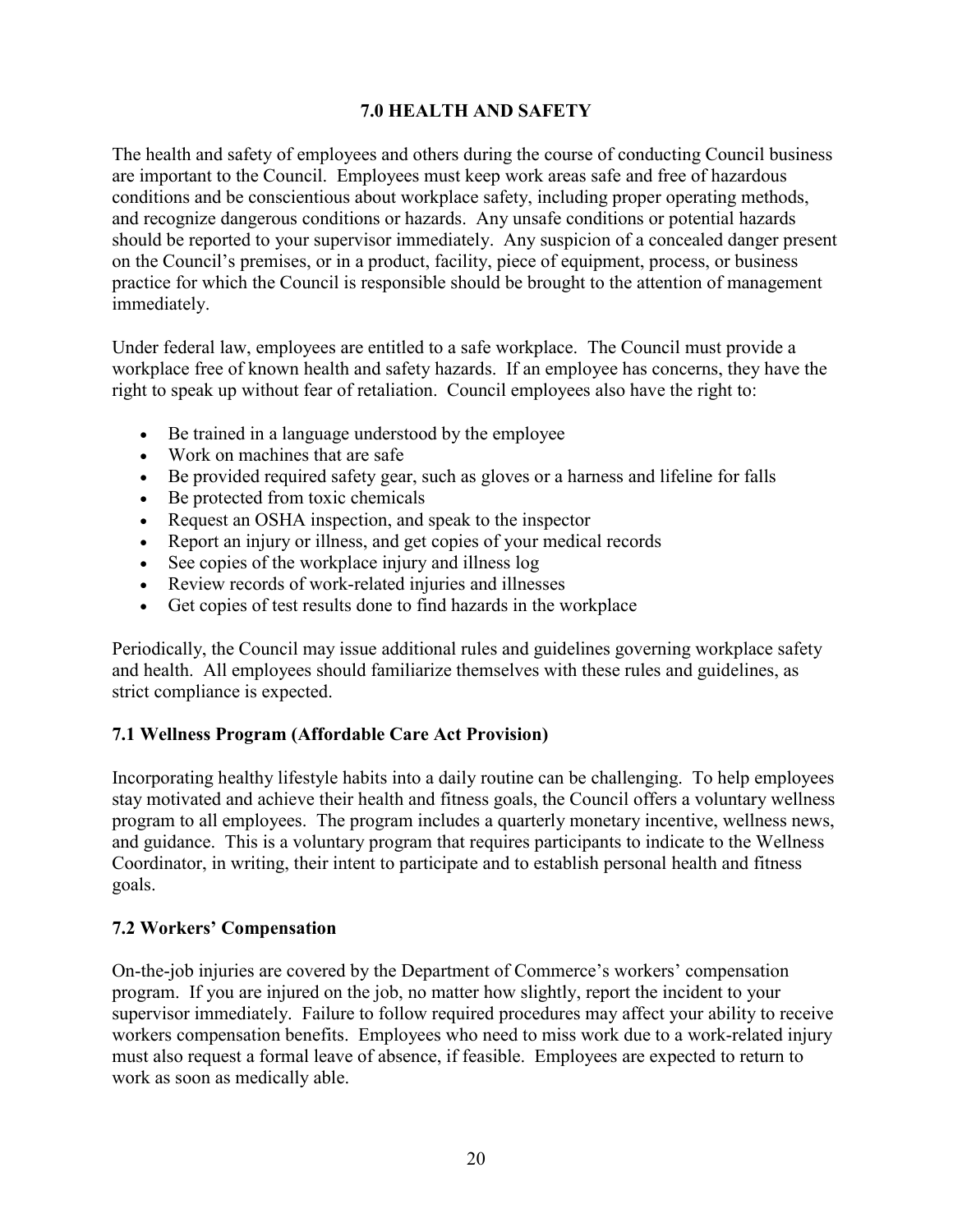## 7.0 HEALTH AND SAFETY

The health and safety of employees and others during the course of conducting Council business are important to the Council. Employees must keep work areas safe and free of hazardous conditions and be conscientious about workplace safety, including proper operating methods, and recognize dangerous conditions or hazards. Any unsafe conditions or potential hazards should be reported to your supervisor immediately. Any suspicion of a concealed danger present on the Council's premises, or in a product, facility, piece of equipment, process, or business practice for which the Council is responsible should be brought to the attention of management immediately.

Under federal law, employees are entitled to a safe workplace. The Council must provide a workplace free of known health and safety hazards. If an employee has concerns, they have the right to speak up without fear of retaliation. Council employees also have the right to:

- Be trained in a language understood by the employee
- Work on machines that are safe
- Be provided required safety gear, such as gloves or a harness and lifeline for falls
- Be protected from toxic chemicals
- Request an OSHA inspection, and speak to the inspector
- Report an injury or illness, and get copies of your medical records
- See copies of the workplace injury and illness log
- Review records of work-related injuries and illnesses
- Get copies of test results done to find hazards in the workplace

Periodically, the Council may issue additional rules and guidelines governing workplace safety and health. All employees should familiarize themselves with these rules and guidelines, as strict compliance is expected.

### 7.1 Wellness Program (Affordable Care Act Provision)

Incorporating healthy lifestyle habits into a daily routine can be challenging. To help employees stay motivated and achieve their health and fitness goals, the Council offers a voluntary wellness program to all employees. The program includes a quarterly monetary incentive, wellness news, and guidance. This is a voluntary program that requires participants to indicate to the Wellness Coordinator, in writing, their intent to participate and to establish personal health and fitness goals.

### 7.2 Workers' Compensation

On-the-job injuries are covered by the Department of Commerce's workers' compensation program. If you are injured on the job, no matter how slightly, report the incident to your supervisor immediately. Failure to follow required procedures may affect your ability to receive workers compensation benefits. Employees who need to miss work due to a work-related injury must also request a formal leave of absence, if feasible. Employees are expected to return to work as soon as medically able.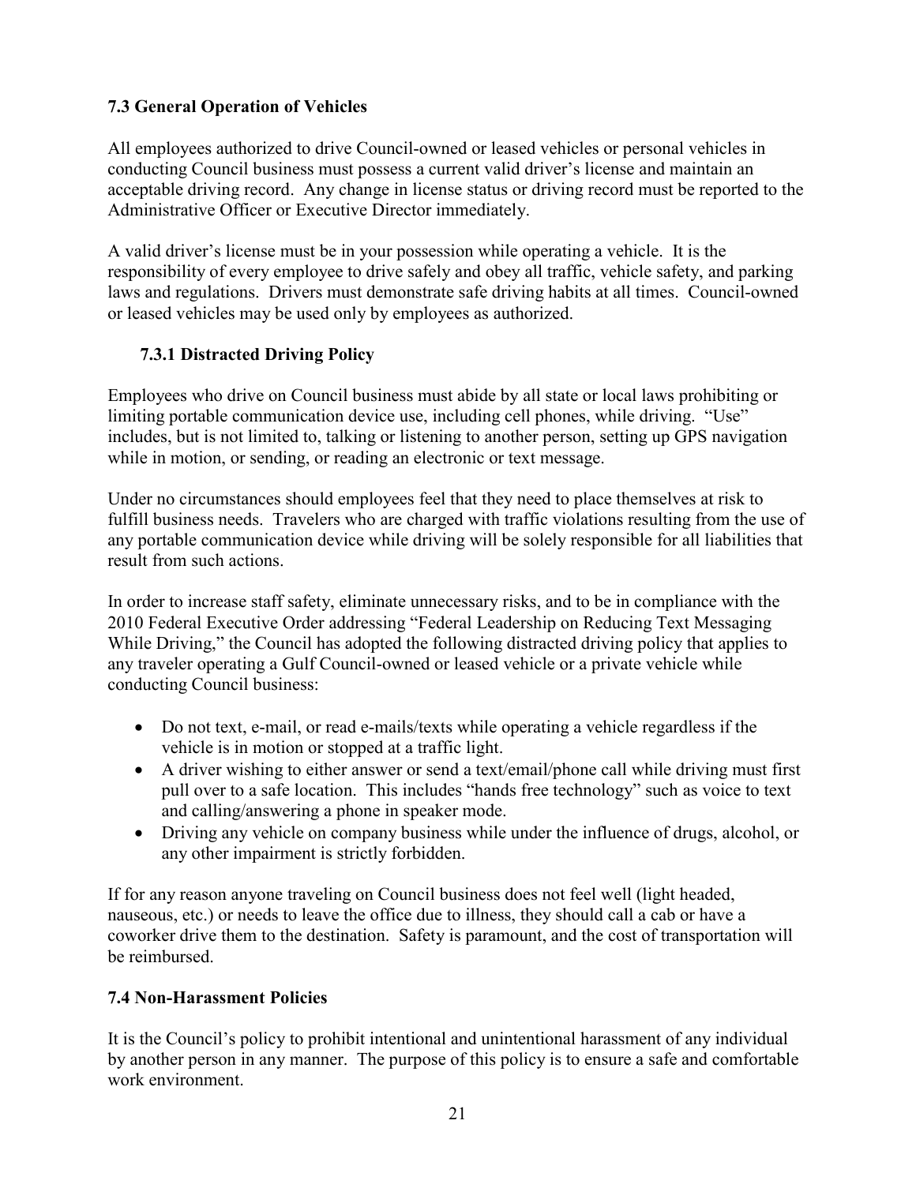### 7.3 General Operation of Vehicles

All employees authorized to drive Council-owned or leased vehicles or personal vehicles in conducting Council business must possess a current valid driver's license and maintain an acceptable driving record. Any change in license status or driving record must be reported to the Administrative Officer or Executive Director immediately.

A valid driver's license must be in your possession while operating a vehicle. It is the responsibility of every employee to drive safely and obey all traffic, vehicle safety, and parking laws and regulations. Drivers must demonstrate safe driving habits at all times. Council-owned or leased vehicles may be used only by employees as authorized.

#### 7.3.1 Distracted Driving Policy

Employees who drive on Council business must abide by all state or local laws prohibiting or limiting portable communication device use, including cell phones, while driving. "Use" includes, but is not limited to, talking or listening to another person, setting up GPS navigation while in motion, or sending, or reading an electronic or text message.

Under no circumstances should employees feel that they need to place themselves at risk to fulfill business needs. Travelers who are charged with traffic violations resulting from the use of any portable communication device while driving will be solely responsible for all liabilities that result from such actions.

In order to increase staff safety, eliminate unnecessary risks, and to be in compliance with the 2010 Federal Executive Order addressing "Federal Leadership on Reducing Text Messaging While Driving," the Council has adopted the following distracted driving policy that applies to any traveler operating a Gulf Council-owned or leased vehicle or a private vehicle while conducting Council business:

- Do not text, e-mail, or read e-mails/texts while operating a vehicle regardless if the vehicle is in motion or stopped at a traffic light.
- A driver wishing to either answer or send a text/email/phone call while driving must first pull over to a safe location. This includes "hands free technology" such as voice to text and calling/answering a phone in speaker mode.
- Driving any vehicle on company business while under the influence of drugs, alcohol, or any other impairment is strictly forbidden.

If for any reason anyone traveling on Council business does not feel well (light headed, nauseous, etc.) or needs to leave the office due to illness, they should call a cab or have a coworker drive them to the destination. Safety is paramount, and the cost of transportation will be reimbursed.

### 7.4 Non-Harassment Policies

It is the Council's policy to prohibit intentional and unintentional harassment of any individual by another person in any manner. The purpose of this policy is to ensure a safe and comfortable work environment.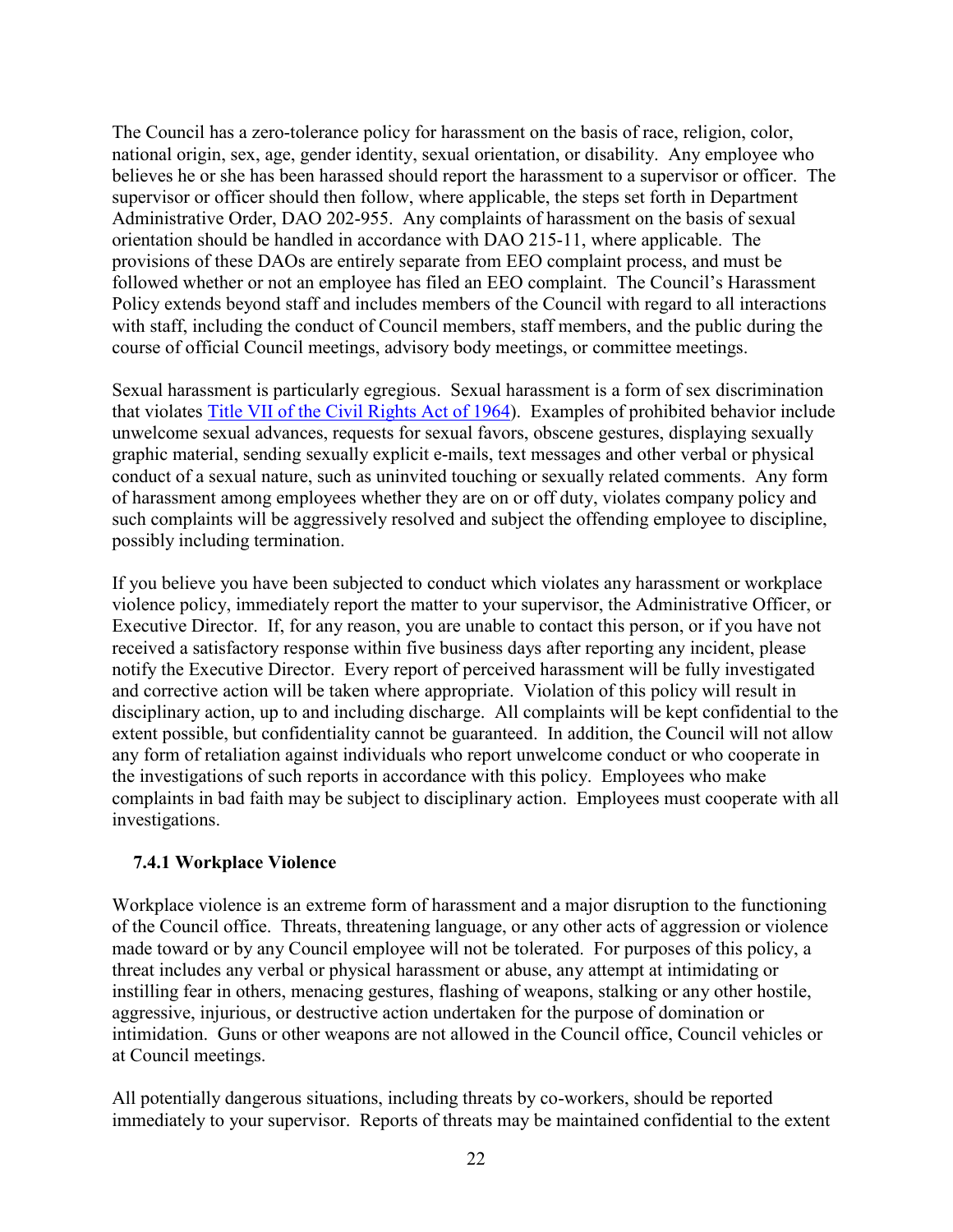The Council has a zero-tolerance policy for harassment on the basis of race, religion, color, national origin, sex, age, gender identity, sexual orientation, or disability. Any employee who believes he or she has been harassed should report the harassment to a supervisor or officer. The supervisor or officer should then follow, where applicable, the steps set forth in Department Administrative Order, DAO 202-955. Any complaints of harassment on the basis of sexual orientation should be handled in accordance with DAO 215-11, where applicable. The provisions of these DAOs are entirely separate from EEO complaint process, and must be followed whether or not an employee has filed an EEO complaint. The Council's Harassment Policy extends beyond staff and includes members of the Council with regard to all interactions with staff, including the conduct of Council members, staff members, and the public during the course of official Council meetings, advisory body meetings, or committee meetings.

Sexual harassment is particularly egregious. Sexual harassment is a form of sex discrimination that violates Title VII of the Civil Rights Act of 1964). Examples of prohibited behavior include unwelcome sexual advances, requests for sexual favors, obscene gestures, displaying sexually graphic material, sending sexually explicit e-mails, text messages and other verbal or physical conduct of a sexual nature, such as uninvited touching or sexually related comments. Any form of harassment among employees whether they are on or off duty, violates company policy and such complaints will be aggressively resolved and subject the offending employee to discipline, possibly including termination.

If you believe you have been subjected to conduct which violates any harassment or workplace violence policy, immediately report the matter to your supervisor, the Administrative Officer, or Executive Director. If, for any reason, you are unable to contact this person, or if you have not received a satisfactory response within five business days after reporting any incident, please notify the Executive Director. Every report of perceived harassment will be fully investigated and corrective action will be taken where appropriate. Violation of this policy will result in disciplinary action, up to and including discharge. All complaints will be kept confidential to the extent possible, but confidentiality cannot be guaranteed. In addition, the Council will not allow any form of retaliation against individuals who report unwelcome conduct or who cooperate in the investigations of such reports in accordance with this policy. Employees who make complaints in bad faith may be subject to disciplinary action. Employees must cooperate with all investigations.

### 7.4.1 Workplace Violence

Workplace violence is an extreme form of harassment and a major disruption to the functioning of the Council office. Threats, threatening language, or any other acts of aggression or violence made toward or by any Council employee will not be tolerated. For purposes of this policy, a threat includes any verbal or physical harassment or abuse, any attempt at intimidating or instilling fear in others, menacing gestures, flashing of weapons, stalking or any other hostile, aggressive, injurious, or destructive action undertaken for the purpose of domination or intimidation. Guns or other weapons are not allowed in the Council office, Council vehicles or at Council meetings.

All potentially dangerous situations, including threats by co-workers, should be reported immediately to your supervisor. Reports of threats may be maintained confidential to the extent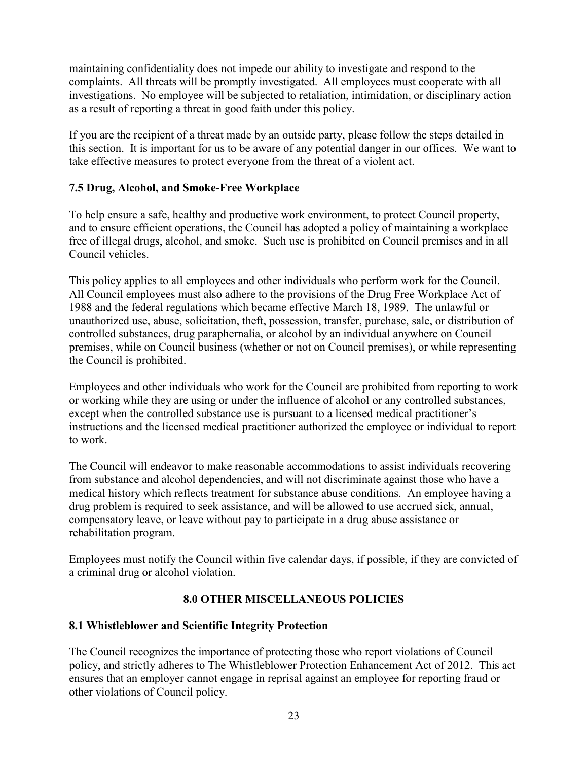maintaining confidentiality does not impede our ability to investigate and respond to the complaints. All threats will be promptly investigated. All employees must cooperate with all investigations. No employee will be subjected to retaliation, intimidation, or disciplinary action as a result of reporting a threat in good faith under this policy.

If you are the recipient of a threat made by an outside party, please follow the steps detailed in this section. It is important for us to be aware of any potential danger in our offices. We want to take effective measures to protect everyone from the threat of a violent act.

### 7.5 Drug, Alcohol, and Smoke-Free Workplace

To help ensure a safe, healthy and productive work environment, to protect Council property, and to ensure efficient operations, the Council has adopted a policy of maintaining a workplace free of illegal drugs, alcohol, and smoke. Such use is prohibited on Council premises and in all Council vehicles.

This policy applies to all employees and other individuals who perform work for the Council. All Council employees must also adhere to the provisions of the Drug Free Workplace Act of 1988 and the federal regulations which became effective March 18, 1989. The unlawful or unauthorized use, abuse, solicitation, theft, possession, transfer, purchase, sale, or distribution of controlled substances, drug paraphernalia, or alcohol by an individual anywhere on Council premises, while on Council business (whether or not on Council premises), or while representing the Council is prohibited.

Employees and other individuals who work for the Council are prohibited from reporting to work or working while they are using or under the influence of alcohol or any controlled substances, except when the controlled substance use is pursuant to a licensed medical practitioner's instructions and the licensed medical practitioner authorized the employee or individual to report to work.

The Council will endeavor to make reasonable accommodations to assist individuals recovering from substance and alcohol dependencies, and will not discriminate against those who have a medical history which reflects treatment for substance abuse conditions. An employee having a drug problem is required to seek assistance, and will be allowed to use accrued sick, annual, compensatory leave, or leave without pay to participate in a drug abuse assistance or rehabilitation program.

Employees must notify the Council within five calendar days, if possible, if they are convicted of a criminal drug or alcohol violation.

## 8.0 OTHER MISCELLANEOUS POLICIES

### 8.1 Whistleblower and Scientific Integrity Protection

The Council recognizes the importance of protecting those who report violations of Council policy, and strictly adheres to The Whistleblower Protection Enhancement Act of 2012. This act ensures that an employer cannot engage in reprisal against an employee for reporting fraud or other violations of Council policy.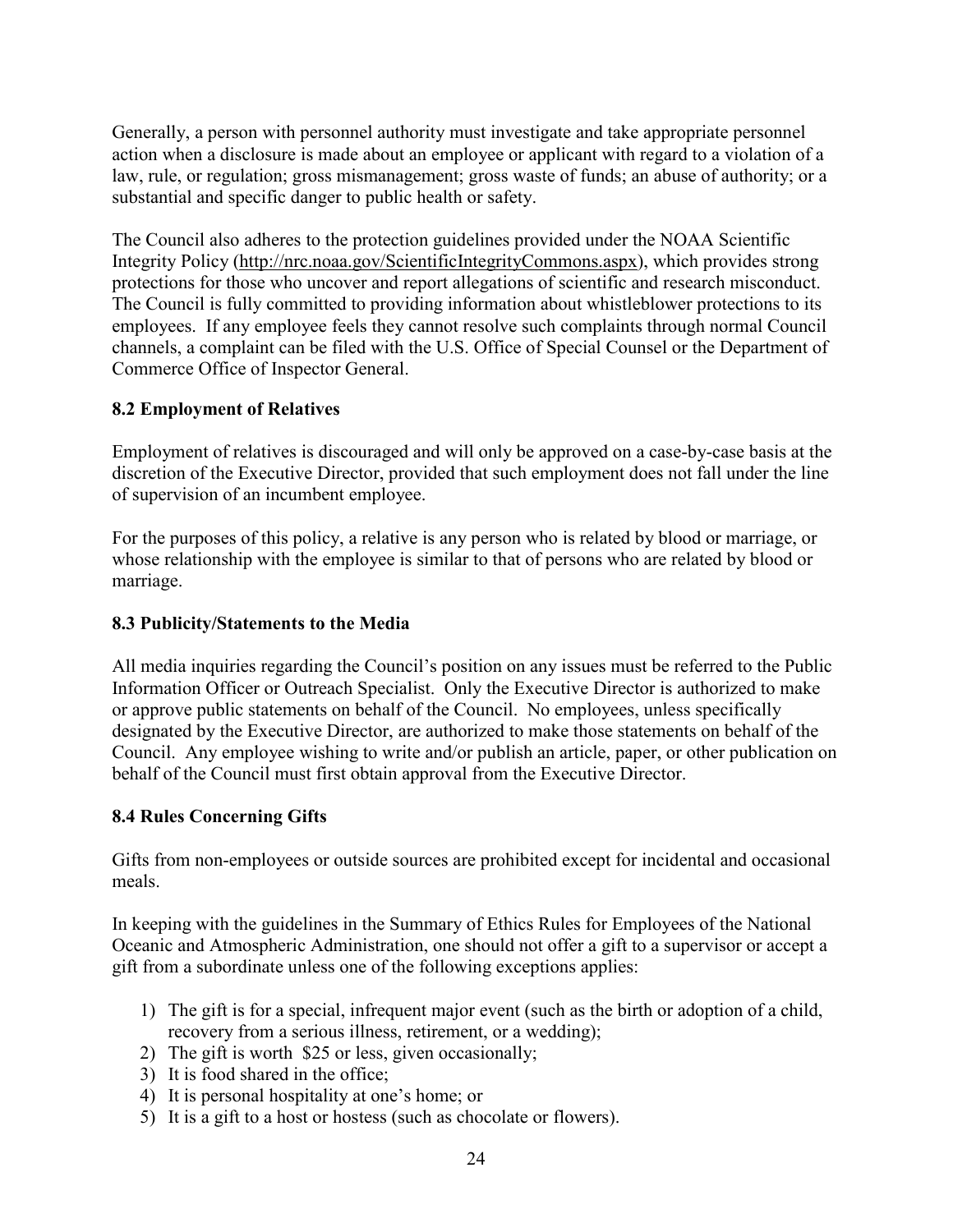Generally, a person with personnel authority must investigate and take appropriate personnel action when a disclosure is made about an employee or applicant with regard to a violation of a law, rule, or regulation; gross mismanagement; gross waste of funds; an abuse of authority; or a substantial and specific danger to public health or safety.

The Council also adheres to the protection guidelines provided under the NOAA Scientific Integrity Policy (http://nrc.noaa.gov/ScientificIntegrityCommons.aspx), which provides strong protections for those who uncover and report allegations of scientific and research misconduct. The Council is fully committed to providing information about whistleblower protections to its employees. If any employee feels they cannot resolve such complaints through normal Council channels, a complaint can be filed with the U.S. Office of Special Counsel or the Department of Commerce Office of Inspector General.

### 8.2 Employment of Relatives

Employment of relatives is discouraged and will only be approved on a case-by-case basis at the discretion of the Executive Director, provided that such employment does not fall under the line of supervision of an incumbent employee.

For the purposes of this policy, a relative is any person who is related by blood or marriage, or whose relationship with the employee is similar to that of persons who are related by blood or marriage.

### 8.3 Publicity/Statements to the Media

All media inquiries regarding the Council's position on any issues must be referred to the Public Information Officer or Outreach Specialist. Only the Executive Director is authorized to make or approve public statements on behalf of the Council. No employees, unless specifically designated by the Executive Director, are authorized to make those statements on behalf of the Council. Any employee wishing to write and/or publish an article, paper, or other publication on behalf of the Council must first obtain approval from the Executive Director.

### 8.4 Rules Concerning Gifts

Gifts from non-employees or outside sources are prohibited except for incidental and occasional meals.

In keeping with the guidelines in the Summary of Ethics Rules for Employees of the National Oceanic and Atmospheric Administration, one should not offer a gift to a supervisor or accept a gift from a subordinate unless one of the following exceptions applies:

1) The gift is for a special, infrequent major event (such as the birth or adoption of a child, recovery from a serious illness, retirement, or a wedding);
2) The gift is worth $25 or less, given occasionally;
3) It is food shared in the office;
4) It is personal hospitality at one's home; or
5) It is a gift to a host or hostess (such as chocolate or flowers).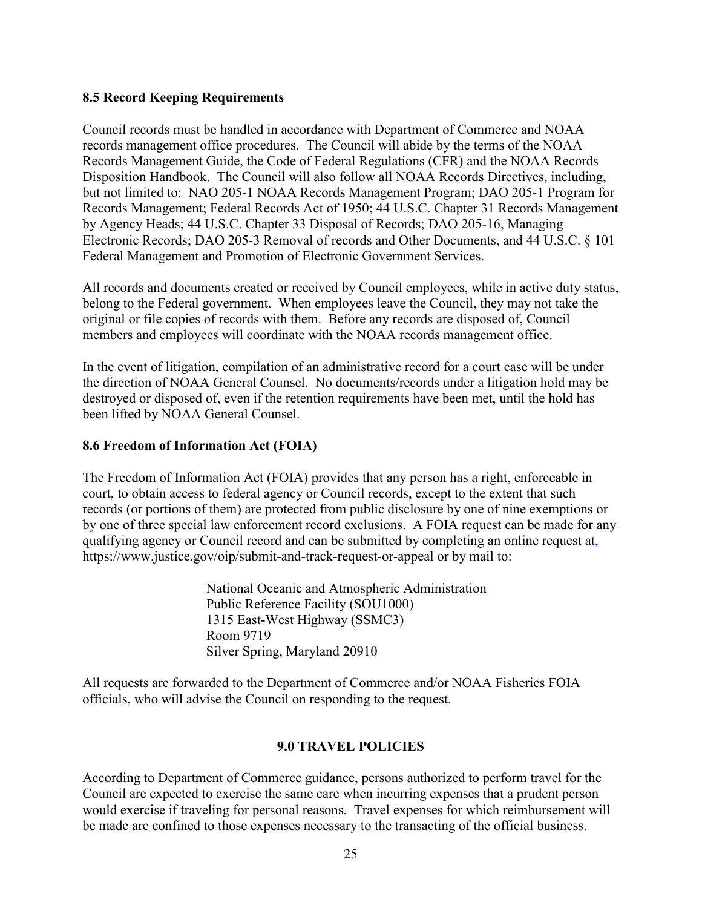### 8.5 Record Keeping Requirements

Council records must be handled in accordance with Department of Commerce and NOAA records management office procedures. The Council will abide by the terms of the NOAA Records Management Guide, the Code of Federal Regulations (CFR) and the NOAA Records Disposition Handbook. The Council will also follow all NOAA Records Directives, including, but not limited to: NAO 205-1 NOAA Records Management Program; DAO 205-1 Program for Records Management; Federal Records Act of 1950; 44 U.S.C. Chapter 31 Records Management by Agency Heads; 44 U.S.C. Chapter 33 Disposal of Records; DAO 205-16, Managing Electronic Records; DAO 205-3 Removal of records and Other Documents, and 44 U.S.C. § 101 Federal Management and Promotion of Electronic Government Services.

All records and documents created or received by Council employees, while in active duty status, belong to the Federal government. When employees leave the Council, they may not take the original or file copies of records with them. Before any records are disposed of, Council members and employees will coordinate with the NOAA records management office.

In the event of litigation, compilation of an administrative record for a court case will be under the direction of NOAA General Counsel. No documents/records under a litigation hold may be destroyed or disposed of, even if the retention requirements have been met, until the hold has been lifted by NOAA General Counsel.

### 8.6 Freedom of Information Act (FOIA)

The Freedom of Information Act (FOIA) provides that any person has a right, enforceable in court, to obtain access to federal agency or Council records, except to the extent that such records (or portions of them) are protected from public disclosure by one of nine exemptions or by one of three special law enforcement record exclusions. A FOIA request can be made for any qualifying agency or Council record and can be submitted by completing an online request at, https://www.justice.gov/oip/submit-and-track-request-or-appeal or by mail to:

National Oceanic and Atmospheric Administration
Public Reference Facility (SOU1000)
1315 East-West Highway (SSMC3)
Room 9719
Silver Spring, Maryland 20910

All requests are forwarded to the Department of Commerce and/or NOAA Fisheries FOIA officials, who will advise the Council on responding to the request.

## 9.0 TRAVEL POLICIES

According to Department of Commerce guidance, persons authorized to perform travel for the Council are expected to exercise the same care when incurring expenses that a prudent person would exercise if traveling for personal reasons. Travel expenses for which reimbursement will be made are confined to those expenses necessary to the transacting of the official business.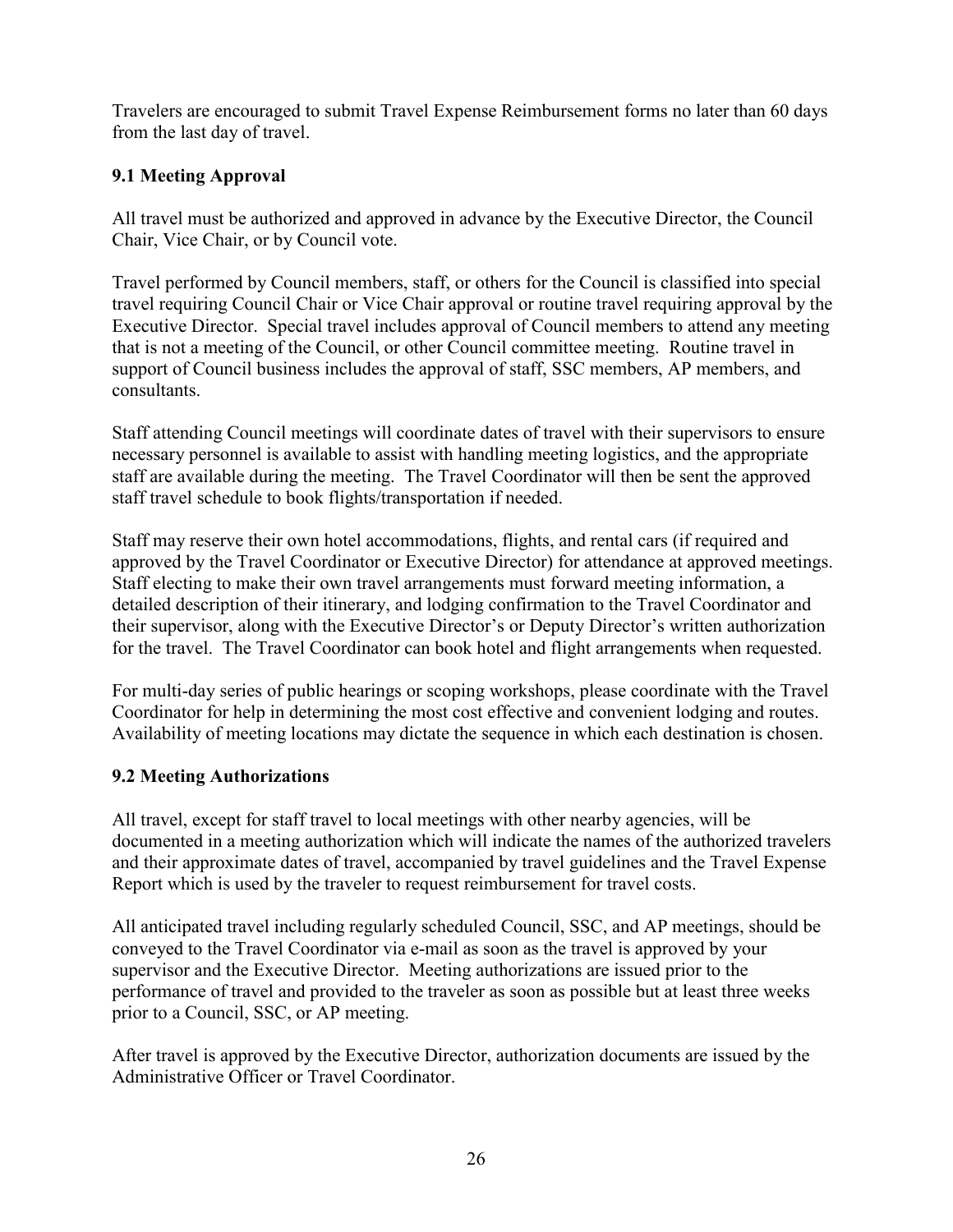Travelers are encouraged to submit Travel Expense Reimbursement forms no later than 60 days from the last day of travel.

### 9.1 Meeting Approval

All travel must be authorized and approved in advance by the Executive Director, the Council Chair, Vice Chair, or by Council vote.

Travel performed by Council members, staff, or others for the Council is classified into special travel requiring Council Chair or Vice Chair approval or routine travel requiring approval by the Executive Director. Special travel includes approval of Council members to attend any meeting that is not a meeting of the Council, or other Council committee meeting. Routine travel in support of Council business includes the approval of staff, SSC members, AP members, and consultants.

Staff attending Council meetings will coordinate dates of travel with their supervisors to ensure necessary personnel is available to assist with handling meeting logistics, and the appropriate staff are available during the meeting. The Travel Coordinator will then be sent the approved staff travel schedule to book flights/transportation if needed.

Staff may reserve their own hotel accommodations, flights, and rental cars (if required and approved by the Travel Coordinator or Executive Director) for attendance at approved meetings. Staff electing to make their own travel arrangements must forward meeting information, a detailed description of their itinerary, and lodging confirmation to the Travel Coordinator and their supervisor, along with the Executive Director's or Deputy Director's written authorization for the travel. The Travel Coordinator can book hotel and flight arrangements when requested.

For multi-day series of public hearings or scoping workshops, please coordinate with the Travel Coordinator for help in determining the most cost effective and convenient lodging and routes. Availability of meeting locations may dictate the sequence in which each destination is chosen.

### 9.2 Meeting Authorizations

All travel, except for staff travel to local meetings with other nearby agencies, will be documented in a meeting authorization which will indicate the names of the authorized travelers and their approximate dates of travel, accompanied by travel guidelines and the Travel Expense Report which is used by the traveler to request reimbursement for travel costs.

All anticipated travel including regularly scheduled Council, SSC, and AP meetings, should be conveyed to the Travel Coordinator via e-mail as soon as the travel is approved by your supervisor and the Executive Director. Meeting authorizations are issued prior to the performance of travel and provided to the traveler as soon as possible but at least three weeks prior to a Council, SSC, or AP meeting.

After travel is approved by the Executive Director, authorization documents are issued by the Administrative Officer or Travel Coordinator.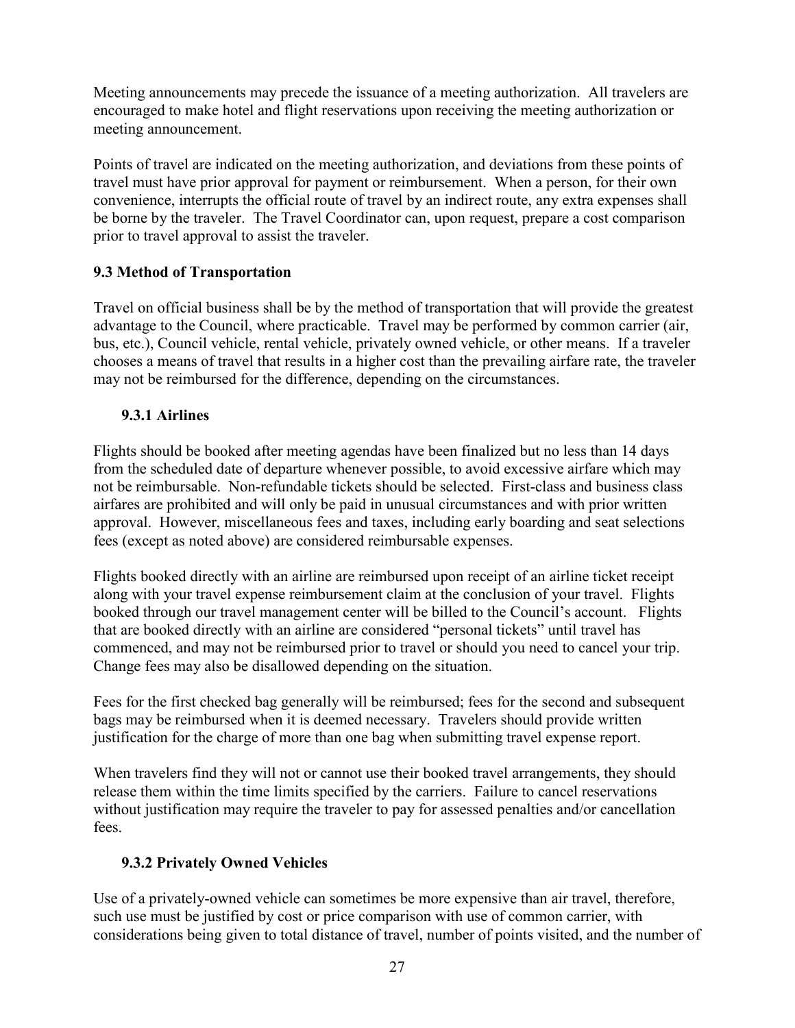Meeting announcements may precede the issuance of a meeting authorization. All travelers are encouraged to make hotel and flight reservations upon receiving the meeting authorization or meeting announcement.

Points of travel are indicated on the meeting authorization, and deviations from these points of travel must have prior approval for payment or reimbursement. When a person, for their own convenience, interrupts the official route of travel by an indirect route, any extra expenses shall be borne by the traveler. The Travel Coordinator can, upon request, prepare a cost comparison prior to travel approval to assist the traveler.

### 9.3 Method of Transportation

Travel on official business shall be by the method of transportation that will provide the greatest advantage to the Council, where practicable. Travel may be performed by common carrier (air, bus, etc.), Council vehicle, rental vehicle, privately owned vehicle, or other means. If a traveler chooses a means of travel that results in a higher cost than the prevailing airfare rate, the traveler may not be reimbursed for the difference, depending on the circumstances.

#### 9.3.1 Airlines

Flights should be booked after meeting agendas have been finalized but no less than 14 days from the scheduled date of departure whenever possible, to avoid excessive airfare which may not be reimbursable. Non-refundable tickets should be selected. First-class and business class airfares are prohibited and will only be paid in unusual circumstances and with prior written approval. However, miscellaneous fees and taxes, including early boarding and seat selections fees (except as noted above) are considered reimbursable expenses.

Flights booked directly with an airline are reimbursed upon receipt of an airline ticket receipt along with your travel expense reimbursement claim at the conclusion of your travel. Flights booked through our travel management center will be billed to the Council's account. Flights that are booked directly with an airline are considered "personal tickets" until travel has commenced, and may not be reimbursed prior to travel or should you need to cancel your trip. Change fees may also be disallowed depending on the situation.

Fees for the first checked bag generally will be reimbursed; fees for the second and subsequent bags may be reimbursed when it is deemed necessary. Travelers should provide written justification for the charge of more than one bag when submitting travel expense report.

When travelers find they will not or cannot use their booked travel arrangements, they should release them within the time limits specified by the carriers. Failure to cancel reservations without justification may require the traveler to pay for assessed penalties and/or cancellation fees.

#### 9.3.2 Privately Owned Vehicles

Use of a privately-owned vehicle can sometimes be more expensive than air travel, therefore, such use must be justified by cost or price comparison with use of common carrier, with considerations being given to total distance of travel, number of points visited, and the number of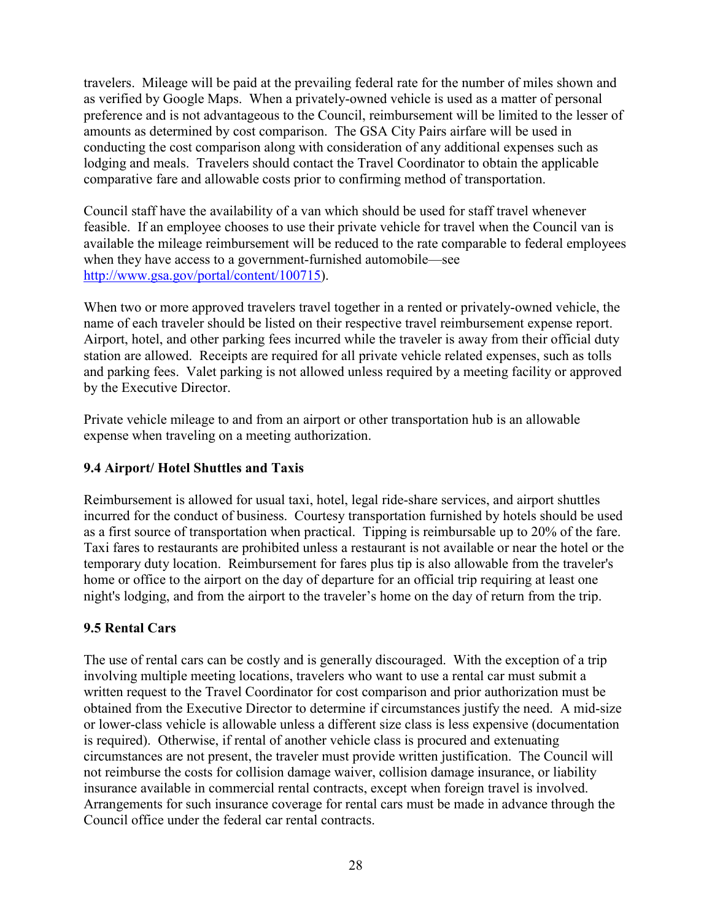travelers. Mileage will be paid at the prevailing federal rate for the number of miles shown and as verified by Google Maps. When a privately-owned vehicle is used as a matter of personal preference and is not advantageous to the Council, reimbursement will be limited to the lesser of amounts as determined by cost comparison. The GSA City Pairs airfare will be used in conducting the cost comparison along with consideration of any additional expenses such as lodging and meals. Travelers should contact the Travel Coordinator to obtain the applicable comparative fare and allowable costs prior to confirming method of transportation.

Council staff have the availability of a van which should be used for staff travel whenever feasible. If an employee chooses to use their private vehicle for travel when the Council van is available the mileage reimbursement will be reduced to the rate comparable to federal employees when they have access to a government-furnished automobile—see http://www.gsa.gov/portal/content/100715).

When two or more approved travelers travel together in a rented or privately-owned vehicle, the name of each traveler should be listed on their respective travel reimbursement expense report. Airport, hotel, and other parking fees incurred while the traveler is away from their official duty station are allowed. Receipts are required for all private vehicle related expenses, such as tolls and parking fees. Valet parking is not allowed unless required by a meeting facility or approved by the Executive Director.

Private vehicle mileage to and from an airport or other transportation hub is an allowable expense when traveling on a meeting authorization.

### 9.4 Airport/ Hotel Shuttles and Taxis

Reimbursement is allowed for usual taxi, hotel, legal ride-share services, and airport shuttles incurred for the conduct of business. Courtesy transportation furnished by hotels should be used as a first source of transportation when practical. Tipping is reimbursable up to 20% of the fare. Taxi fares to restaurants are prohibited unless a restaurant is not available or near the hotel or the temporary duty location. Reimbursement for fares plus tip is also allowable from the traveler's home or office to the airport on the day of departure for an official trip requiring at least one night's lodging, and from the airport to the traveler's home on the day of return from the trip.

### 9.5 Rental Cars

The use of rental cars can be costly and is generally discouraged. With the exception of a trip involving multiple meeting locations, travelers who want to use a rental car must submit a written request to the Travel Coordinator for cost comparison and prior authorization must be obtained from the Executive Director to determine if circumstances justify the need. A mid-size or lower-class vehicle is allowable unless a different size class is less expensive (documentation is required). Otherwise, if rental of another vehicle class is procured and extenuating circumstances are not present, the traveler must provide written justification. The Council will not reimburse the costs for collision damage waiver, collision damage insurance, or liability insurance available in commercial rental contracts, except when foreign travel is involved. Arrangements for such insurance coverage for rental cars must be made in advance through the Council office under the federal car rental contracts.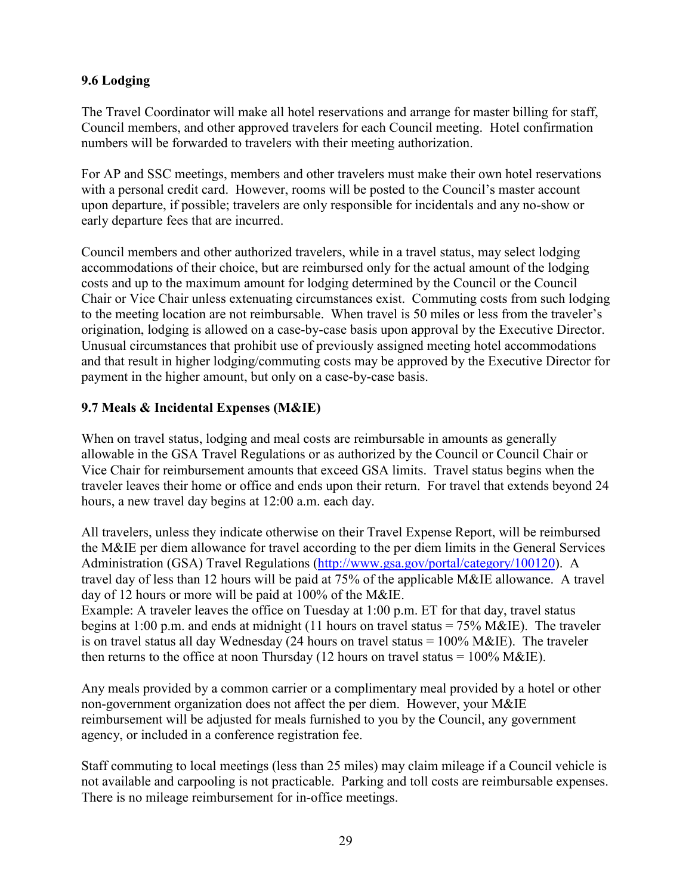### 9.6 Lodging

The Travel Coordinator will make all hotel reservations and arrange for master billing for staff, Council members, and other approved travelers for each Council meeting. Hotel confirmation numbers will be forwarded to travelers with their meeting authorization.

For AP and SSC meetings, members and other travelers must make their own hotel reservations with a personal credit card. However, rooms will be posted to the Council's master account upon departure, if possible; travelers are only responsible for incidentals and any no-show or early departure fees that are incurred.

Council members and other authorized travelers, while in a travel status, may select lodging accommodations of their choice, but are reimbursed only for the actual amount of the lodging costs and up to the maximum amount for lodging determined by the Council or the Council Chair or Vice Chair unless extenuating circumstances exist. Commuting costs from such lodging to the meeting location are not reimbursable. When travel is 50 miles or less from the traveler's origination, lodging is allowed on a case-by-case basis upon approval by the Executive Director. Unusual circumstances that prohibit use of previously assigned meeting hotel accommodations and that result in higher lodging/commuting costs may be approved by the Executive Director for payment in the higher amount, but only on a case-by-case basis.

### 9.7 Meals & Incidental Expenses (M&IE)

When on travel status, lodging and meal costs are reimbursable in amounts as generally allowable in the GSA Travel Regulations or as authorized by the Council or Council Chair or Vice Chair for reimbursement amounts that exceed GSA limits. Travel status begins when the traveler leaves their home or office and ends upon their return. For travel that extends beyond 24 hours, a new travel day begins at 12:00 a.m. each day.

All travelers, unless they indicate otherwise on their Travel Expense Report, will be reimbursed the M&IE per diem allowance for travel according to the per diem limits in the General Services Administration (GSA) Travel Regulations (http://www.gsa.gov/portal/category/100120). A travel day of less than 12 hours will be paid at 75% of the applicable M&IE allowance. A travel day of 12 hours or more will be paid at 100% of the M&IE.
Example: A traveler leaves the office on Tuesday at 1:00 p.m. ET for that day, travel status begins at 1:00 p.m. and ends at midnight (11 hours on travel status = 75% M&IE). The traveler is on travel status all day Wednesday (24 hours on travel status = 100% M&IE). The traveler then returns to the office at noon Thursday (12 hours on travel status = 100% M&IE).

Any meals provided by a common carrier or a complimentary meal provided by a hotel or other non-government organization does not affect the per diem. However, your M&IE reimbursement will be adjusted for meals furnished to you by the Council, any government agency, or included in a conference registration fee.

Staff commuting to local meetings (less than 25 miles) may claim mileage if a Council vehicle is not available and carpooling is not practicable. Parking and toll costs are reimbursable expenses. There is no mileage reimbursement for in-office meetings.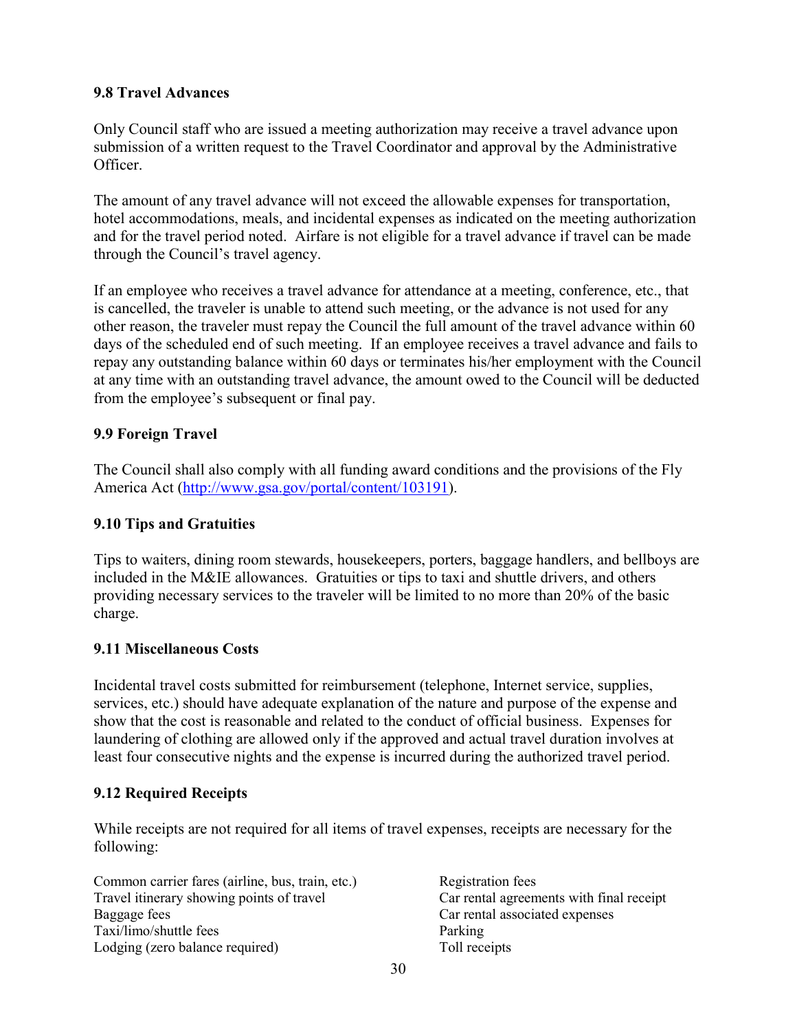### 9.8 Travel Advances

Only Council staff who are issued a meeting authorization may receive a travel advance upon submission of a written request to the Travel Coordinator and approval by the Administrative Officer.

The amount of any travel advance will not exceed the allowable expenses for transportation, hotel accommodations, meals, and incidental expenses as indicated on the meeting authorization and for the travel period noted. Airfare is not eligible for a travel advance if travel can be made through the Council's travel agency.

If an employee who receives a travel advance for attendance at a meeting, conference, etc., that is cancelled, the traveler is unable to attend such meeting, or the advance is not used for any other reason, the traveler must repay the Council the full amount of the travel advance within 60 days of the scheduled end of such meeting. If an employee receives a travel advance and fails to repay any outstanding balance within 60 days or terminates his/her employment with the Council at any time with an outstanding travel advance, the amount owed to the Council will be deducted from the employee's subsequent or final pay.

### 9.9 Foreign Travel

The Council shall also comply with all funding award conditions and the provisions of the Fly America Act (http://www.gsa.gov/portal/content/103191).

### 9.10 Tips and Gratuities

Tips to waiters, dining room stewards, housekeepers, porters, baggage handlers, and bellboys are included in the M&IE allowances. Gratuities or tips to taxi and shuttle drivers, and others providing necessary services to the traveler will be limited to no more than 20% of the basic charge.

### 9.11 Miscellaneous Costs

Incidental travel costs submitted for reimbursement (telephone, Internet service, supplies, services, etc.) should have adequate explanation of the nature and purpose of the expense and show that the cost is reasonable and related to the conduct of official business. Expenses for laundering of clothing are allowed only if the approved and actual travel duration involves at least four consecutive nights and the expense is incurred during the authorized travel period.

### 9.12 Required Receipts

While receipts are not required for all items of travel expenses, receipts are necessary for the following:

- Common carrier fares (airline, bus, train, etc.)
- Travel itinerary showing points of travel
- Baggage fees
- Taxi/limo/shuttle fees
- Lodging (zero balance required)
- Registration fees
- Car rental agreements with final receipt
- Car rental associated expenses
- Parking
- Toll receipts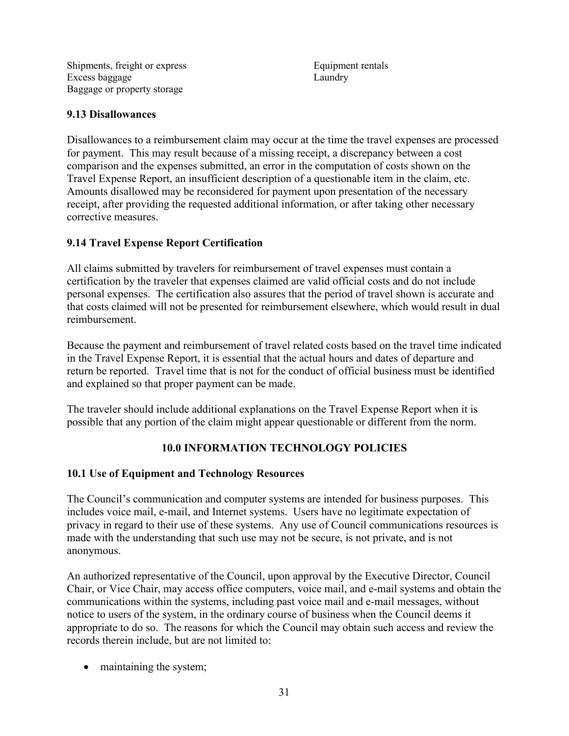Shipments, freight or express
Excess baggage
Baggage or property storage
Equipment rentals
Laundry

### 9.13 Disallowances

Disallowances to a reimbursement claim may occur at the time the travel expenses are processed for payment. This may result because of a missing receipt, a discrepancy between a cost comparison and the expenses submitted, an error in the computation of costs shown on the Travel Expense Report, an insufficient description of a questionable item in the claim, etc. Amounts disallowed may be reconsidered for payment upon presentation of the necessary receipt, after providing the requested additional information, or after taking other necessary corrective measures.

### 9.14 Travel Expense Report Certification

All claims submitted by travelers for reimbursement of travel expenses must contain a certification by the traveler that expenses claimed are valid official costs and do not include personal expenses. The certification also assures that the period of travel shown is accurate and that costs claimed will not be presented for reimbursement elsewhere, which would result in dual reimbursement.

Because the payment and reimbursement of travel related costs based on the travel time indicated in the Travel Expense Report, it is essential that the actual hours and dates of departure and return be reported. Travel time that is not for the conduct of official business must be identified and explained so that proper payment can be made.

The traveler should include additional explanations on the Travel Expense Report when it is possible that any portion of the claim might appear questionable or different from the norm.

## 10.0 INFORMATION TECHNOLOGY POLICIES

### 10.1 Use of Equipment and Technology Resources

The Council's communication and computer systems are intended for business purposes. This includes voice mail, e-mail, and Internet systems. Users have no legitimate expectation of privacy in regard to their use of these systems. Any use of Council communications resources is made with the understanding that such use may not be secure, is not private, and is not anonymous.

An authorized representative of the Council, upon approval by the Executive Director, Council Chair, or Vice Chair, may access office computers, voice mail, and e-mail systems and obtain the communications within the systems, including past voice mail and e-mail messages, without notice to users of the system, in the ordinary course of business when the Council deems it appropriate to do so. The reasons for which the Council may obtain such access and review the records therein include, but are not limited to:

- maintaining the system;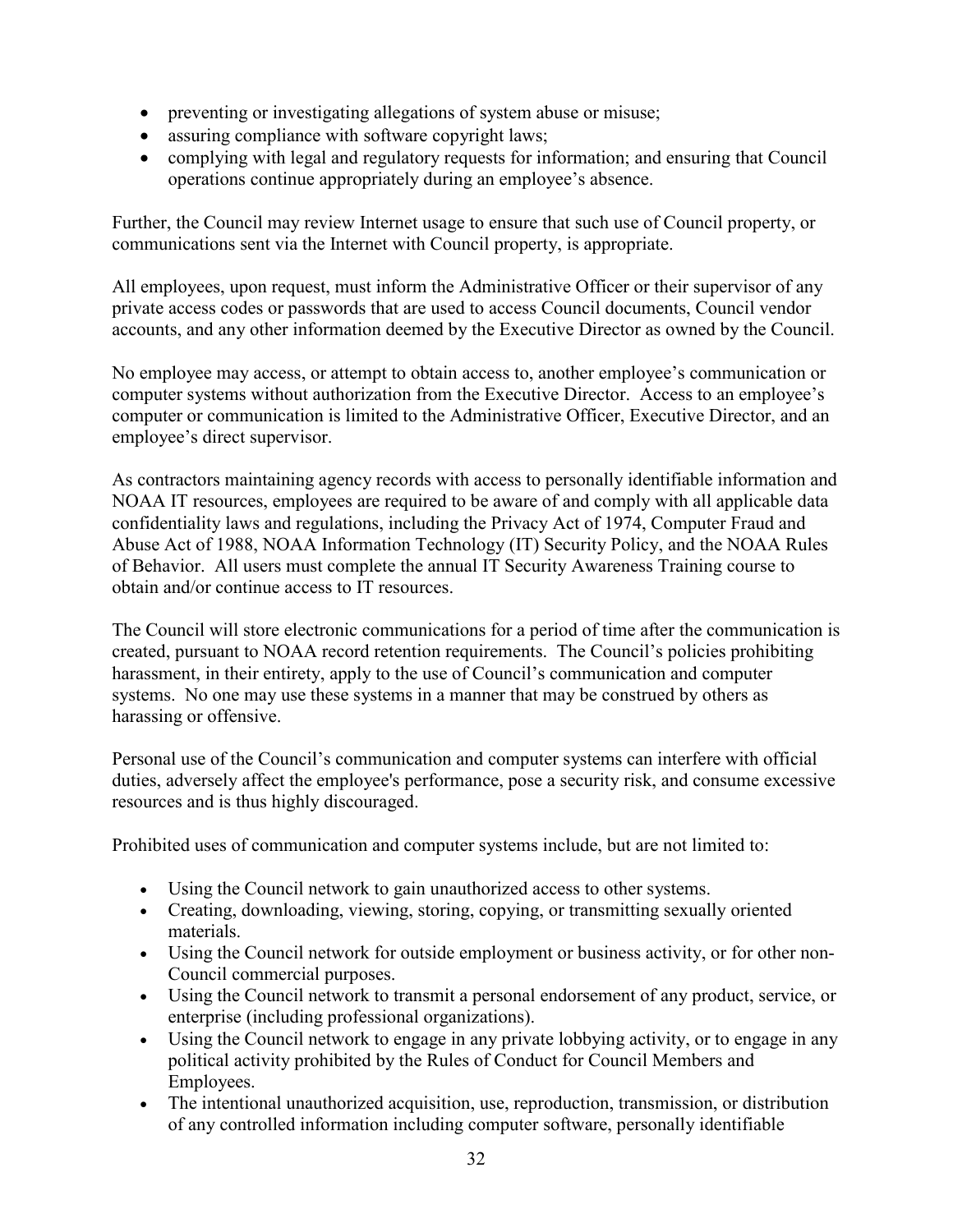- preventing or investigating allegations of system abuse or misuse;
- assuring compliance with software copyright laws;
- complying with legal and regulatory requests for information; and ensuring that Council operations continue appropriately during an employee's absence.

Further, the Council may review Internet usage to ensure that such use of Council property, or communications sent via the Internet with Council property, is appropriate.

All employees, upon request, must inform the Administrative Officer or their supervisor of any private access codes or passwords that are used to access Council documents, Council vendor accounts, and any other information deemed by the Executive Director as owned by the Council.

No employee may access, or attempt to obtain access to, another employee's communication or computer systems without authorization from the Executive Director. Access to an employee's computer or communication is limited to the Administrative Officer, Executive Director, and an employee's direct supervisor.

As contractors maintaining agency records with access to personally identifiable information and NOAA IT resources, employees are required to be aware of and comply with all applicable data confidentiality laws and regulations, including the Privacy Act of 1974, Computer Fraud and Abuse Act of 1988, NOAA Information Technology (IT) Security Policy, and the NOAA Rules of Behavior. All users must complete the annual IT Security Awareness Training course to obtain and/or continue access to IT resources.

The Council will store electronic communications for a period of time after the communication is created, pursuant to NOAA record retention requirements. The Council's policies prohibiting harassment, in their entirety, apply to the use of Council's communication and computer systems. No one may use these systems in a manner that may be construed by others as harassing or offensive.

Personal use of the Council's communication and computer systems can interfere with official duties, adversely affect the employee's performance, pose a security risk, and consume excessive resources and is thus highly discouraged.

Prohibited uses of communication and computer systems include, but are not limited to:

- Using the Council network to gain unauthorized access to other systems.
- Creating, downloading, viewing, storing, copying, or transmitting sexually oriented materials.
- Using the Council network for outside employment or business activity, or for other non-Council commercial purposes.
- Using the Council network to transmit a personal endorsement of any product, service, or enterprise (including professional organizations).
- Using the Council network to engage in any private lobbying activity, or to engage in any political activity prohibited by the Rules of Conduct for Council Members and Employees.
- The intentional unauthorized acquisition, use, reproduction, transmission, or distribution of any controlled information including computer software, personally identifiable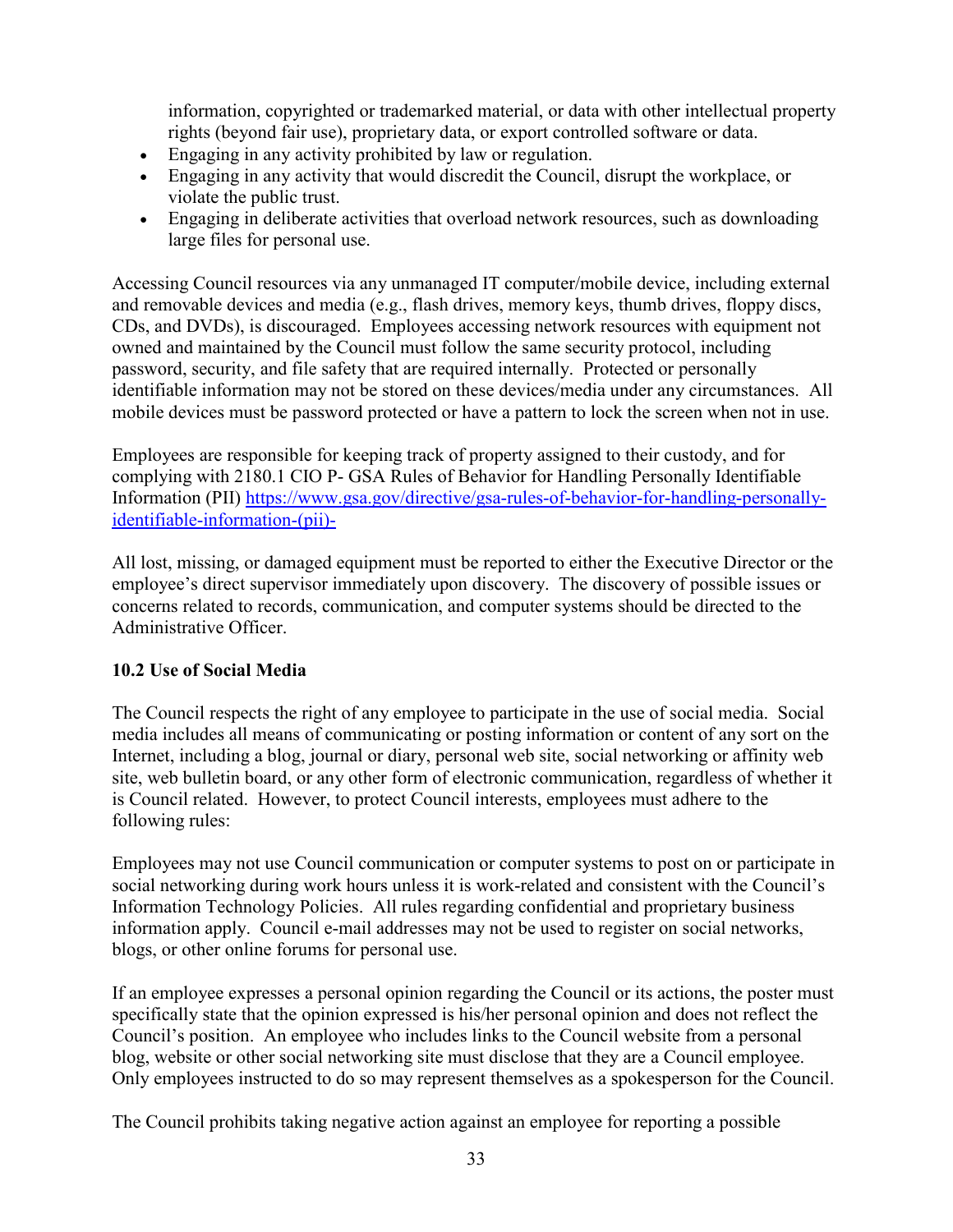information, copyrighted or trademarked material, or data with other intellectual property rights (beyond fair use), proprietary data, or export controlled software or data.

- Engaging in any activity prohibited by law or regulation.
- Engaging in any activity that would discredit the Council, disrupt the workplace, or violate the public trust.
- Engaging in deliberate activities that overload network resources, such as downloading large files for personal use.

Accessing Council resources via any unmanaged IT computer/mobile device, including external and removable devices and media (e.g., flash drives, memory keys, thumb drives, floppy discs, CDs, and DVDs), is discouraged. Employees accessing network resources with equipment not owned and maintained by the Council must follow the same security protocol, including password, security, and file safety that are required internally. Protected or personally identifiable information may not be stored on these devices/media under any circumstances. All mobile devices must be password protected or have a pattern to lock the screen when not in use.

Employees are responsible for keeping track of property assigned to their custody, and for complying with 2180.1 CIO P- GSA Rules of Behavior for Handling Personally Identifiable Information (PII) [https://www.gsa.gov/directive/gsa-rules-of-behavior-for-handling-personally-identifiable-information-(pii)-](https://www.gsa.gov/directive/gsa-rules-of-behavior-for-handling-personally-identifiable-information-(pii)-)

All lost, missing, or damaged equipment must be reported to either the Executive Director or the employee's direct supervisor immediately upon discovery. The discovery of possible issues or concerns related to records, communication, and computer systems should be directed to the Administrative Officer.

**10.2 Use of Social Media**

The Council respects the right of any employee to participate in the use of social media. Social media includes all means of communicating or posting information or content of any sort on the Internet, including a blog, journal or diary, personal web site, social networking or affinity web site, web bulletin board, or any other form of electronic communication, regardless of whether it is Council related. However, to protect Council interests, employees must adhere to the following rules:

Employees may not use Council communication or computer systems to post on or participate in social networking during work hours unless it is work-related and consistent with the Council's Information Technology Policies. All rules regarding confidential and proprietary business information apply. Council e-mail addresses may not be used to register on social networks, blogs, or other online forums for personal use.

If an employee expresses a personal opinion regarding the Council or its actions, the poster must specifically state that the opinion expressed is his/her personal opinion and does not reflect the Council's position. An employee who includes links to the Council website from a personal blog, website or other social networking site must disclose that they are a Council employee. Only employees instructed to do so may represent themselves as a spokesperson for the Council.

The Council prohibits taking negative action against an employee for reporting a possible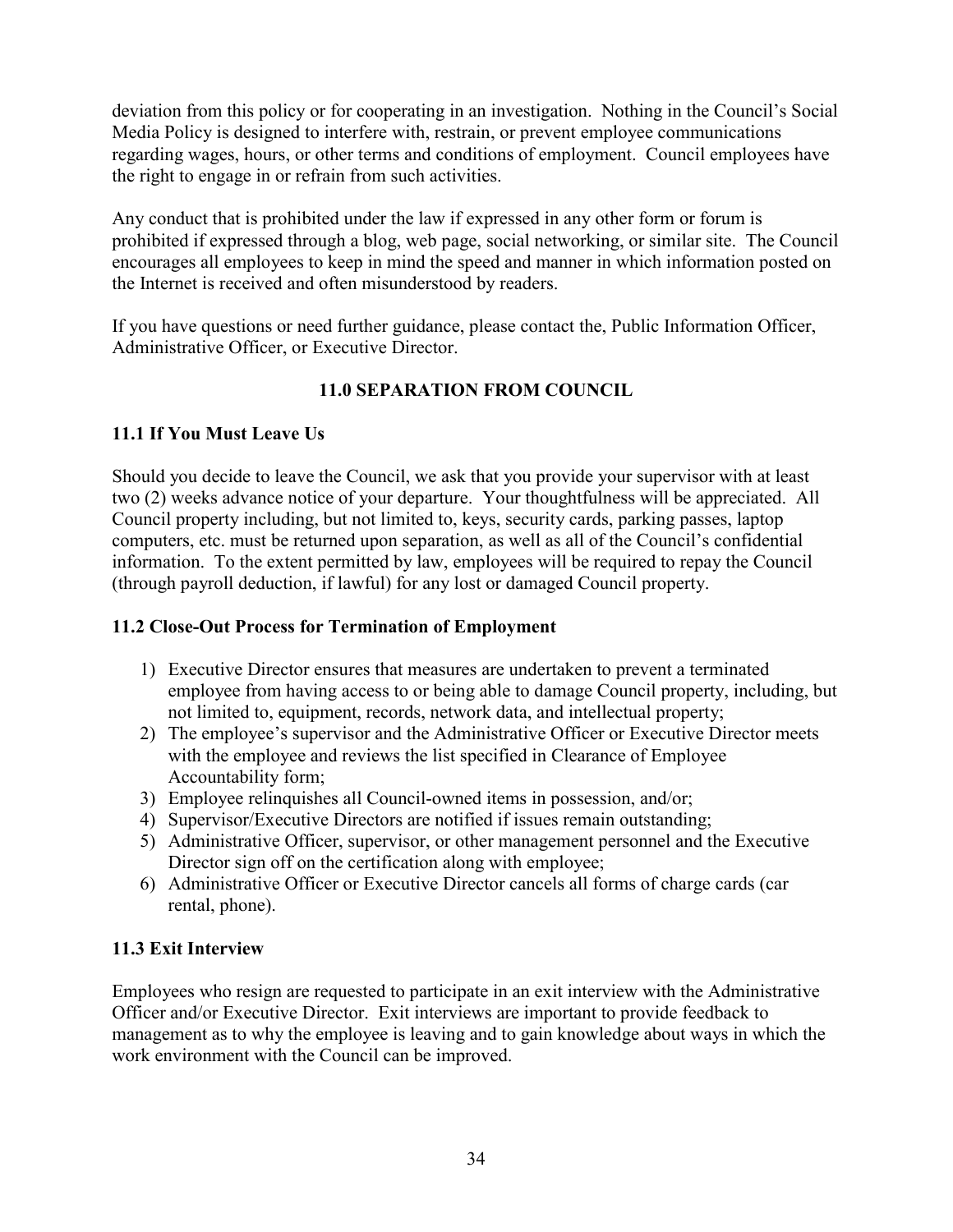deviation from this policy or for cooperating in an investigation. Nothing in the Council's Social Media Policy is designed to interfere with, restrain, or prevent employee communications regarding wages, hours, or other terms and conditions of employment. Council employees have the right to engage in or refrain from such activities.

Any conduct that is prohibited under the law if expressed in any other form or forum is prohibited if expressed through a blog, web page, social networking, or similar site. The Council encourages all employees to keep in mind the speed and manner in which information posted on the Internet is received and often misunderstood by readers.

If you have questions or need further guidance, please contact the, Public Information Officer, Administrative Officer, or Executive Director.

## 11.0 SEPARATION FROM COUNCIL

### 11.1 If You Must Leave Us

Should you decide to leave the Council, we ask that you provide your supervisor with at least two (2) weeks advance notice of your departure. Your thoughtfulness will be appreciated. All Council property including, but not limited to, keys, security cards, parking passes, laptop computers, etc. must be returned upon separation, as well as all of the Council's confidential information. To the extent permitted by law, employees will be required to repay the Council (through payroll deduction, if lawful) for any lost or damaged Council property.

### 11.2 Close-Out Process for Termination of Employment

1) Executive Director ensures that measures are undertaken to prevent a terminated employee from having access to or being able to damage Council property, including, but not limited to, equipment, records, network data, and intellectual property;
2) The employee's supervisor and the Administrative Officer or Executive Director meets with the employee and reviews the list specified in Clearance of Employee Accountability form;
3) Employee relinquishes all Council-owned items in possession, and/or;
4) Supervisor/Executive Directors are notified if issues remain outstanding;
5) Administrative Officer, supervisor, or other management personnel and the Executive Director sign off on the certification along with employee;
6) Administrative Officer or Executive Director cancels all forms of charge cards (car rental, phone).

### 11.3 Exit Interview

Employees who resign are requested to participate in an exit interview with the Administrative Officer and/or Executive Director. Exit interviews are important to provide feedback to management as to why the employee is leaving and to gain knowledge about ways in which the work environment with the Council can be improved.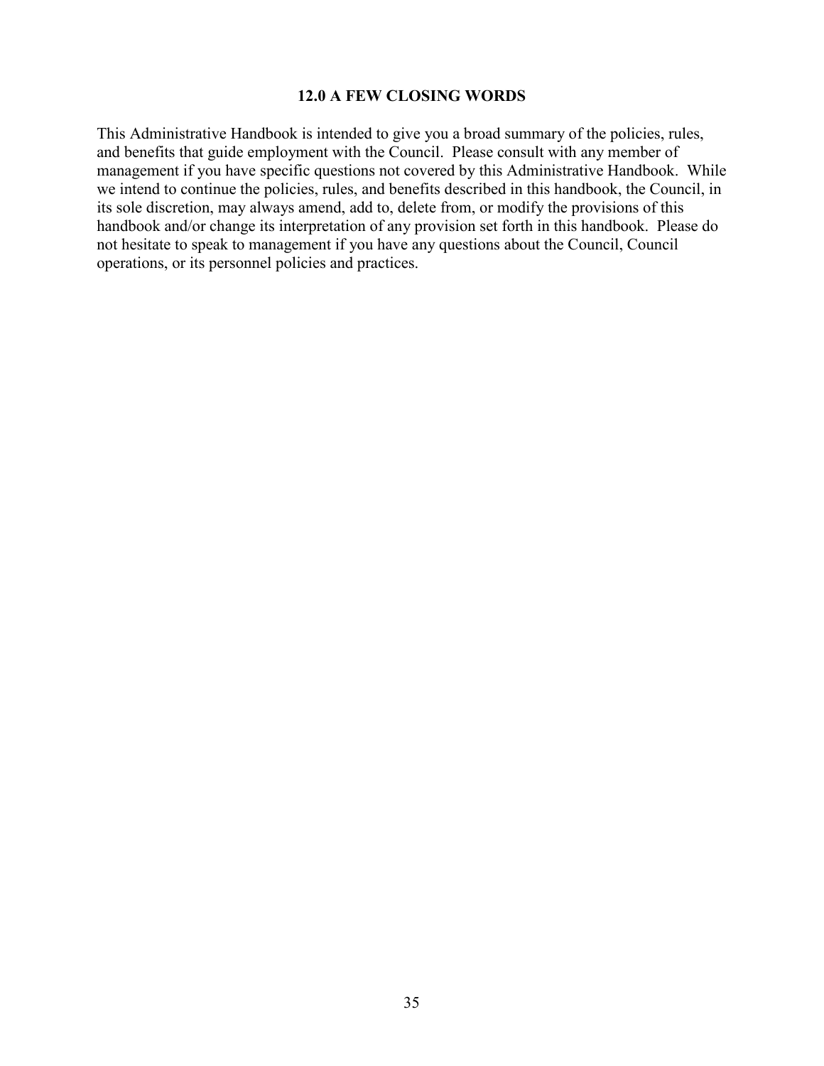## 12.0 A FEW CLOSING WORDS

This Administrative Handbook is intended to give you a broad summary of the policies, rules, and benefits that guide employment with the Council. Please consult with any member of management if you have specific questions not covered by this Administrative Handbook. While we intend to continue the policies, rules, and benefits described in this handbook, the Council, in its sole discretion, may always amend, add to, delete from, or modify the provisions of this handbook and/or change its interpretation of any provision set forth in this handbook. Please do not hesitate to speak to management if you have any questions about the Council, Council operations, or its personnel policies and practices.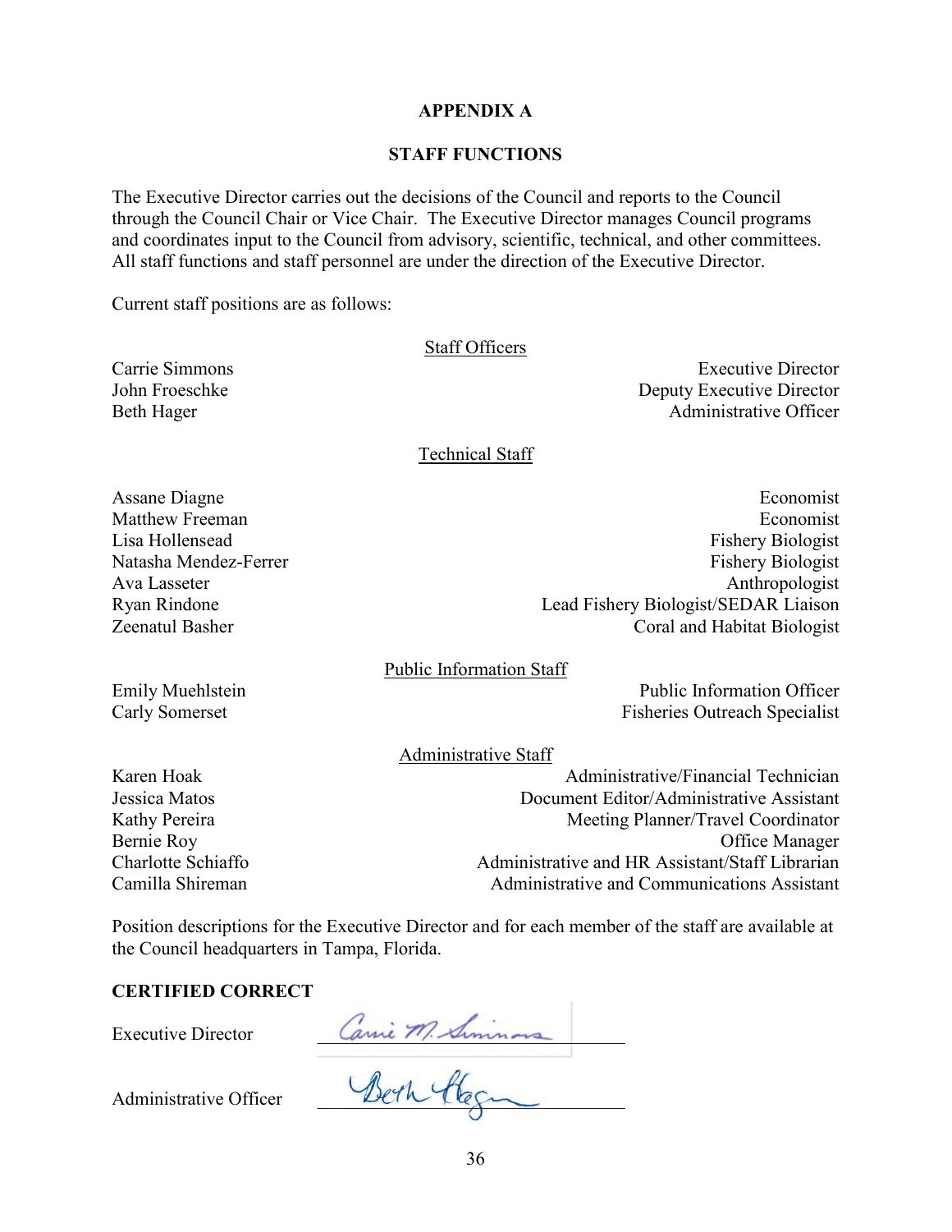# APPENDIX A

## STAFF FUNCTIONS

The Executive Director carries out the decisions of the Council and reports to the Council through the Council Chair or Vice Chair. The Executive Director manages Council programs and coordinates input to the Council from advisory, scientific, technical, and other committees. All staff functions and staff personnel are under the direction of the Executive Director.

Current staff positions are as follows:

**Staff Officers**

| | |
|---|---|
| Carrie Simmons | Executive Director |
| John Froeschke | Deputy Executive Director |
| Beth Hager | Administrative Officer |

**Technical Staff**

| | |
|---|---|
| Assane Diagne | Economist |
| Matthew Freeman | Economist |
| Lisa Hollensead | Fishery Biologist |
| Natasha Mendez-Ferrer | Fishery Biologist |
| Ava Lasseter | Anthropologist |
| Ryan Rindone | Lead Fishery Biologist/SEDAR Liaison |
| Zeenatul Basher | Coral and Habitat Biologist |

**Public Information Staff**

| | |
|---|---|
| Emily Muehlstein | Public Information Officer |
| Carly Somerset | Fisheries Outreach Specialist |

**Administrative Staff**

| | |
|---|---|
| Karen Hoak | Administrative/Financial Technician |
| Jessica Matos | Document Editor/Administrative Assistant |
| Kathy Pereira | Meeting Planner/Travel Coordinator |
| Bernie Roy | Office Manager |
| Charlotte Schiaffo | Administrative and HR Assistant/Staff Librarian |
| Camilla Shireman | Administrative and Communications Assistant |

Position descriptions for the Executive Director and for each member of the staff are available at the Council headquarters in Tampa, Florida.

**CERTIFIED CORRECT**

Executive Director Carrie M. Simmons

Administrative Officer Beth Hager